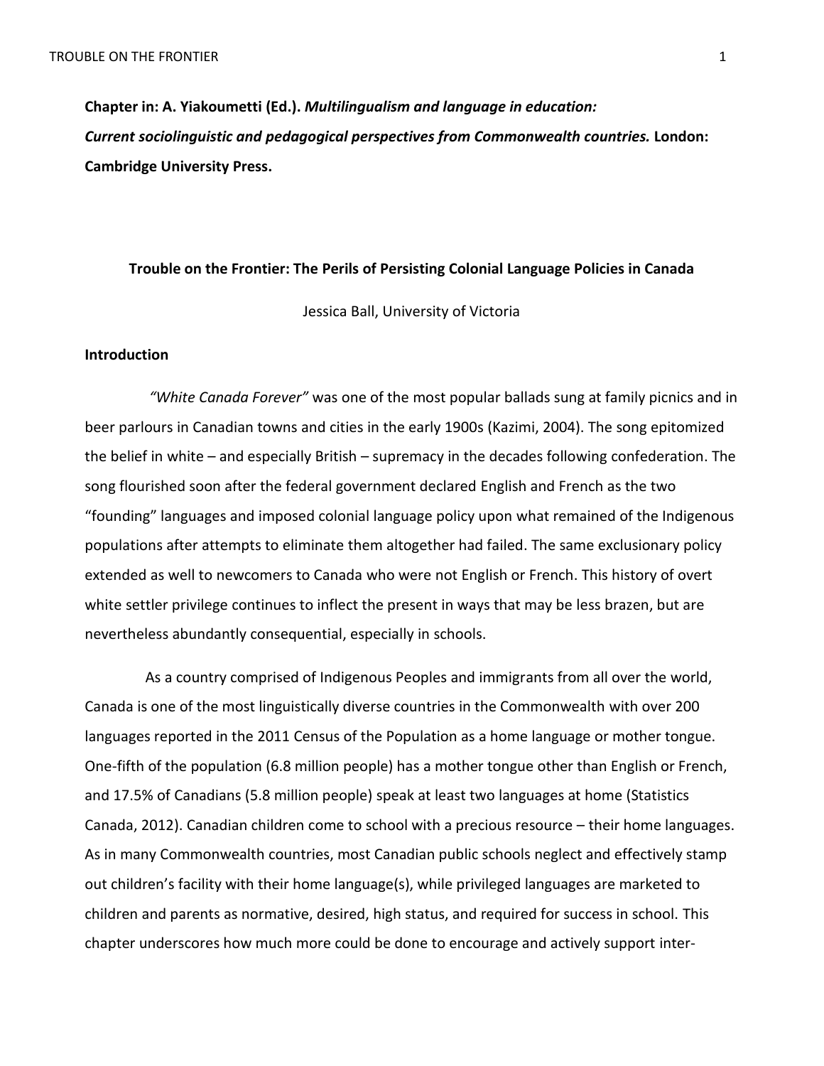**Chapter in: A. Yiakoumetti (Ed.). *Multilingualism and language in education: Current sociolinguistic and pedagogical perspectives from Commonwealth countries.* London: Cambridge University Press.**

# Trouble on the Frontier: The Perils of Persisting Colonial Language Policies in Canada

Jessica Ball, University of Victoria

## Introduction

*"White Canada Forever"* was one of the most popular ballads sung at family picnics and in beer parlours in Canadian towns and cities in the early 1900s (Kazimi, 2004). The song epitomized the belief in white – and especially British – supremacy in the decades following confederation. The song flourished soon after the federal government declared English and French as the two "founding" languages and imposed colonial language policy upon what remained of the Indigenous populations after attempts to eliminate them altogether had failed. The same exclusionary policy extended as well to newcomers to Canada who were not English or French. This history of overt white settler privilege continues to inflect the present in ways that may be less brazen, but are nevertheless abundantly consequential, especially in schools.

As a country comprised of Indigenous Peoples and immigrants from all over the world, Canada is one of the most linguistically diverse countries in the Commonwealth with over 200 languages reported in the 2011 Census of the Population as a home language or mother tongue. One-fifth of the population (6.8 million people) has a mother tongue other than English or French, and 17.5% of Canadians (5.8 million people) speak at least two languages at home (Statistics Canada, 2012). Canadian children come to school with a precious resource – their home languages. As in many Commonwealth countries, most Canadian public schools neglect and effectively stamp out children's facility with their home language(s), while privileged languages are marketed to children and parents as normative, desired, high status, and required for success in school. This chapter underscores how much more could be done to encourage and actively support inter-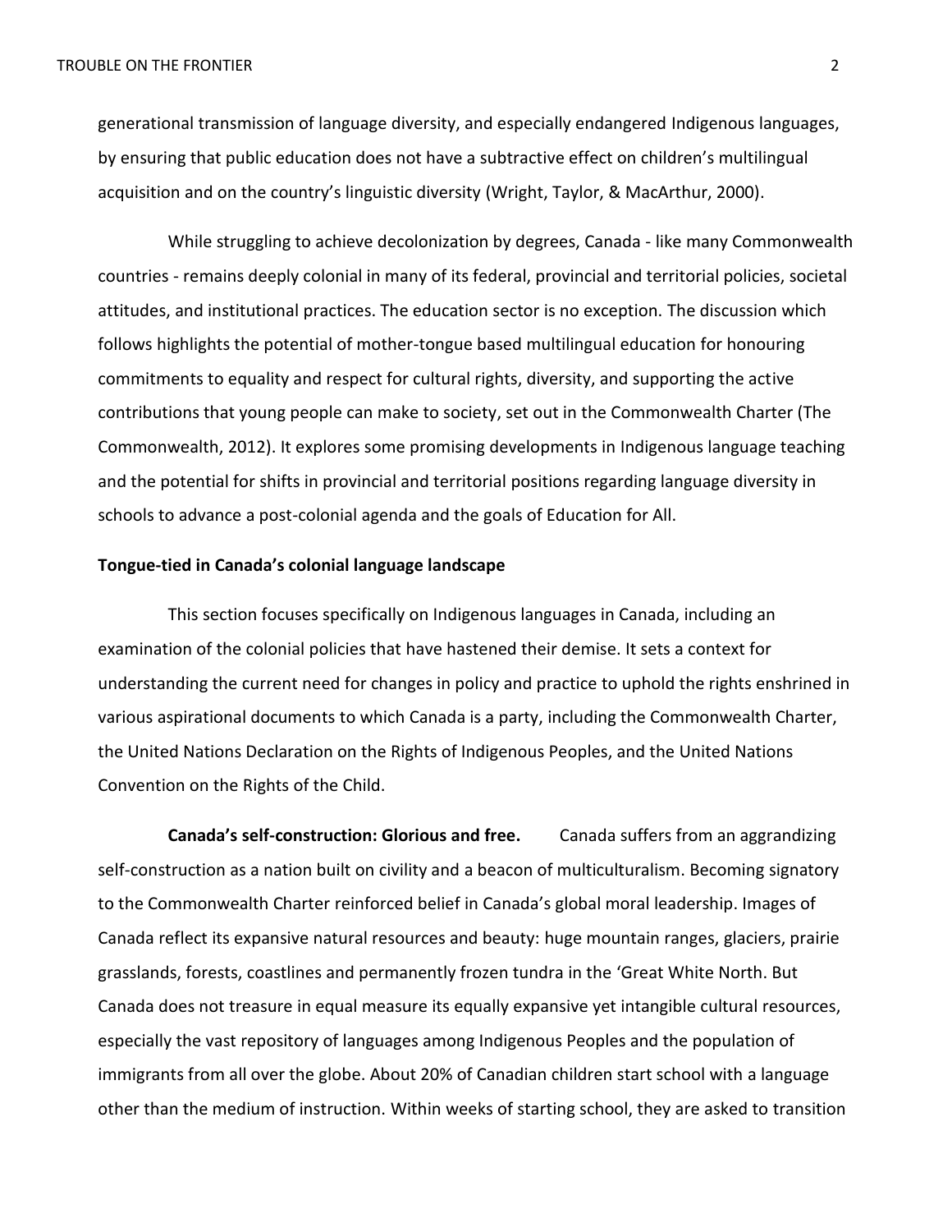generational transmission of language diversity, and especially endangered Indigenous languages, by ensuring that public education does not have a subtractive effect on children's multilingual acquisition and on the country's linguistic diversity (Wright, Taylor, & MacArthur, 2000).

While struggling to achieve decolonization by degrees, Canada - like many Commonwealth countries - remains deeply colonial in many of its federal, provincial and territorial policies, societal attitudes, and institutional practices. The education sector is no exception. The discussion which follows highlights the potential of mother-tongue based multilingual education for honouring commitments to equality and respect for cultural rights, diversity, and supporting the active contributions that young people can make to society, set out in the Commonwealth Charter (The Commonwealth, 2012). It explores some promising developments in Indigenous language teaching and the potential for shifts in provincial and territorial positions regarding language diversity in schools to advance a post-colonial agenda and the goals of Education for All.

## Tongue-tied in Canada's colonial language landscape

This section focuses specifically on Indigenous languages in Canada, including an examination of the colonial policies that have hastened their demise. It sets a context for understanding the current need for changes in policy and practice to uphold the rights enshrined in various aspirational documents to which Canada is a party, including the Commonwealth Charter, the United Nations Declaration on the Rights of Indigenous Peoples, and the United Nations Convention on the Rights of the Child.

**Canada's self-construction: Glorious and free.** Canada suffers from an aggrandizing self-construction as a nation built on civility and a beacon of multiculturalism. Becoming signatory to the Commonwealth Charter reinforced belief in Canada's global moral leadership. Images of Canada reflect its expansive natural resources and beauty: huge mountain ranges, glaciers, prairie grasslands, forests, coastlines and permanently frozen tundra in the 'Great White North. But Canada does not treasure in equal measure its equally expansive yet intangible cultural resources, especially the vast repository of languages among Indigenous Peoples and the population of immigrants from all over the globe. About 20% of Canadian children start school with a language other than the medium of instruction. Within weeks of starting school, they are asked to transition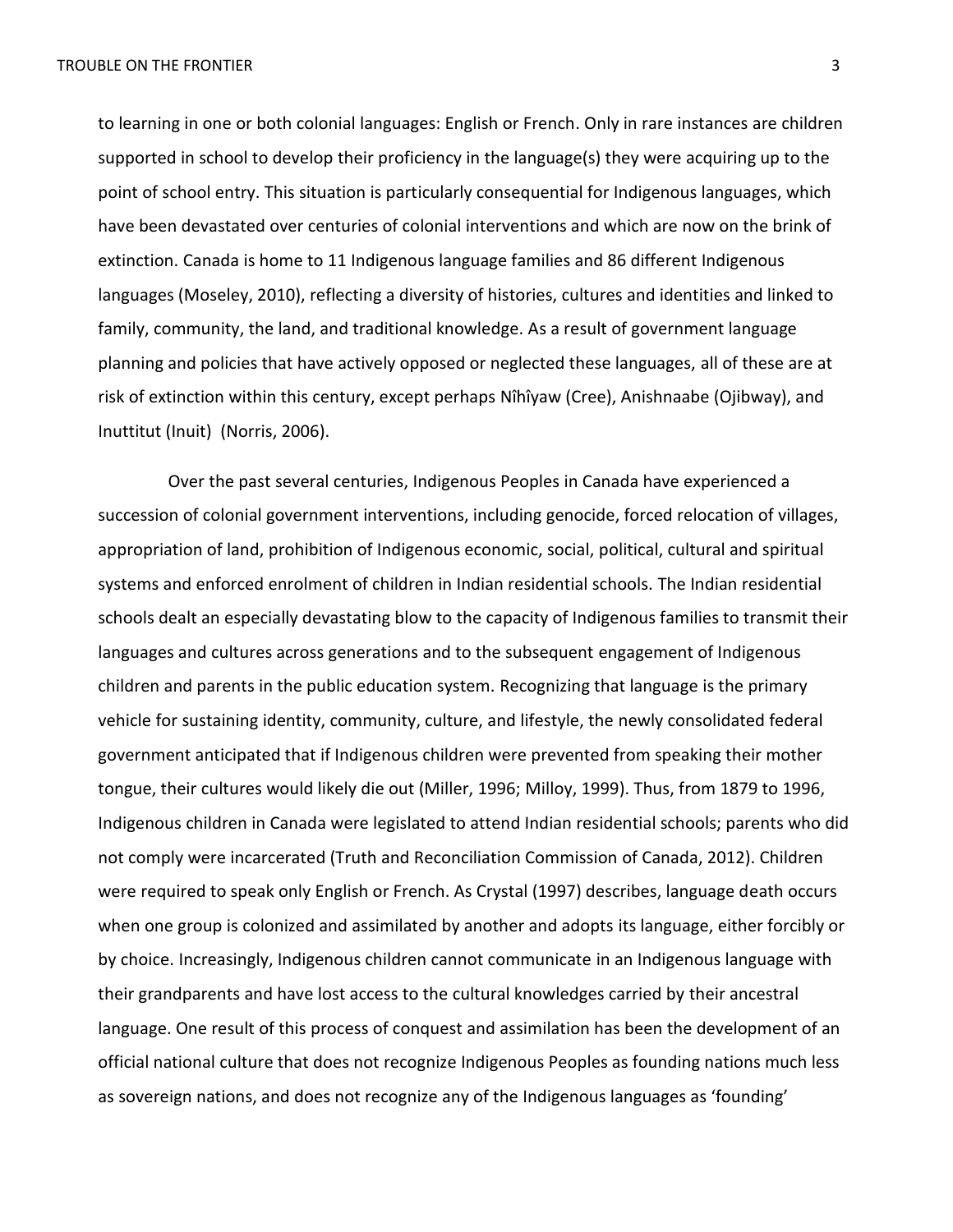to learning in one or both colonial languages: English or French. Only in rare instances are children supported in school to develop their proficiency in the language(s) they were acquiring up to the point of school entry. This situation is particularly consequential for Indigenous languages, which have been devastated over centuries of colonial interventions and which are now on the brink of extinction. Canada is home to 11 Indigenous language families and 86 different Indigenous languages (Moseley, 2010), reflecting a diversity of histories, cultures and identities and linked to family, community, the land, and traditional knowledge. As a result of government language planning and policies that have actively opposed or neglected these languages, all of these are at risk of extinction within this century, except perhaps Nîhîyaw (Cree), Anishnaabe (Ojibway), and Inuttitut (Inuit)  (Norris, 2006).

Over the past several centuries, Indigenous Peoples in Canada have experienced a succession of colonial government interventions, including genocide, forced relocation of villages, appropriation of land, prohibition of Indigenous economic, social, political, cultural and spiritual systems and enforced enrolment of children in Indian residential schools. The Indian residential schools dealt an especially devastating blow to the capacity of Indigenous families to transmit their languages and cultures across generations and to the subsequent engagement of Indigenous children and parents in the public education system. Recognizing that language is the primary vehicle for sustaining identity, community, culture, and lifestyle, the newly consolidated federal government anticipated that if Indigenous children were prevented from speaking their mother tongue, their cultures would likely die out (Miller, 1996; Milloy, 1999). Thus, from 1879 to 1996, Indigenous children in Canada were legislated to attend Indian residential schools; parents who did not comply were incarcerated (Truth and Reconciliation Commission of Canada, 2012). Children were required to speak only English or French. As Crystal (1997) describes, language death occurs when one group is colonized and assimilated by another and adopts its language, either forcibly or by choice. Increasingly, Indigenous children cannot communicate in an Indigenous language with their grandparents and have lost access to the cultural knowledges carried by their ancestral language. One result of this process of conquest and assimilation has been the development of an official national culture that does not recognize Indigenous Peoples as founding nations much less as sovereign nations, and does not recognize any of the Indigenous languages as 'founding'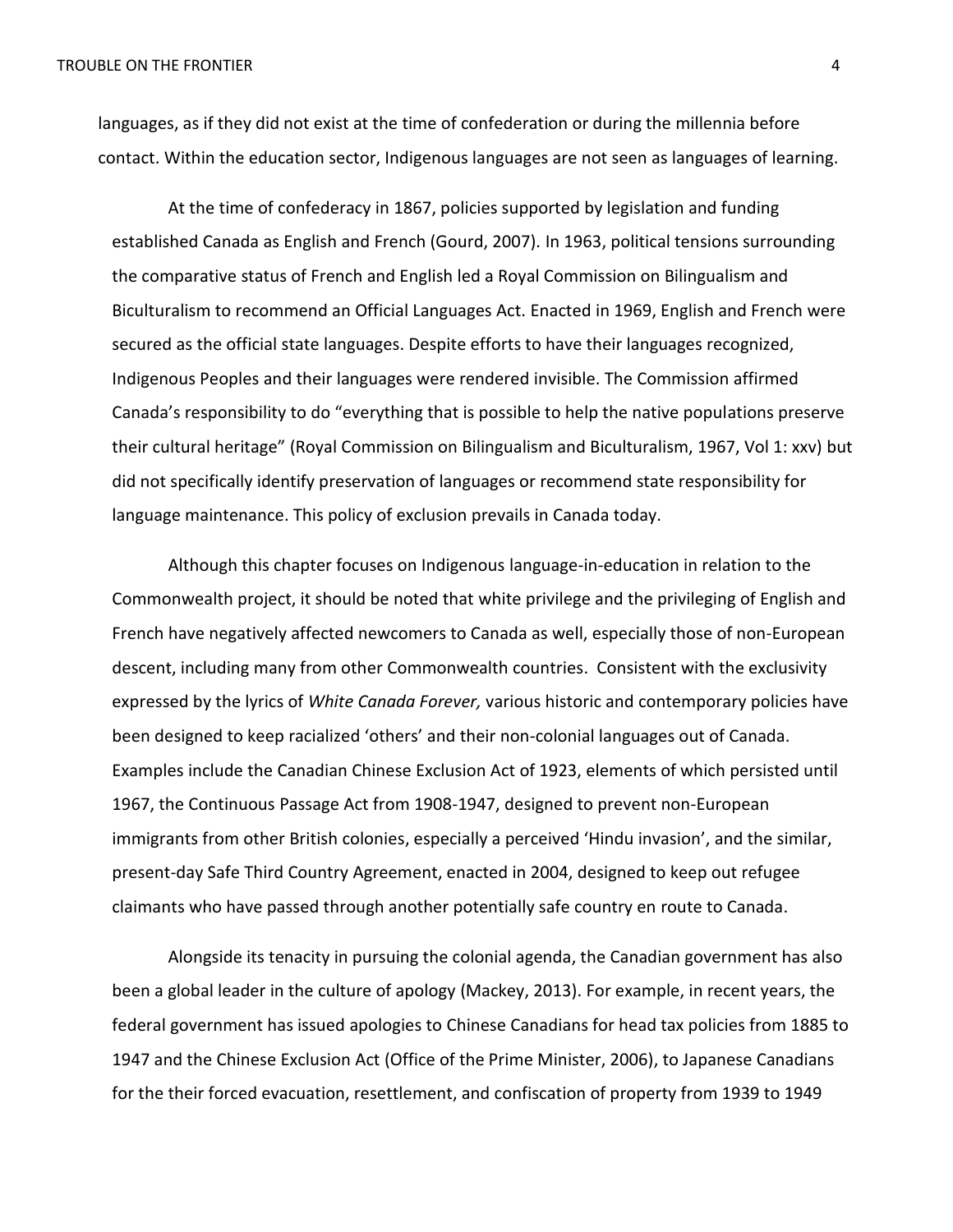languages, as if they did not exist at the time of confederation or during the millennia before contact. Within the education sector, Indigenous languages are not seen as languages of learning.

At the time of confederacy in 1867, policies supported by legislation and funding established Canada as English and French (Gourd, 2007). In 1963, political tensions surrounding the comparative status of French and English led a Royal Commission on Bilingualism and Biculturalism to recommend an Official Languages Act. Enacted in 1969, English and French were secured as the official state languages. Despite efforts to have their languages recognized, Indigenous Peoples and their languages were rendered invisible. The Commission affirmed Canada's responsibility to do "everything that is possible to help the native populations preserve their cultural heritage" (Royal Commission on Bilingualism and Biculturalism, 1967, Vol 1: xxv) but did not specifically identify preservation of languages or recommend state responsibility for language maintenance. This policy of exclusion prevails in Canada today.

Although this chapter focuses on Indigenous language-in-education in relation to the Commonwealth project, it should be noted that white privilege and the privileging of English and French have negatively affected newcomers to Canada as well, especially those of non-European descent, including many from other Commonwealth countries. Consistent with the exclusivity expressed by the lyrics of *White Canada Forever,* various historic and contemporary policies have been designed to keep racialized 'others' and their non-colonial languages out of Canada. Examples include the Canadian Chinese Exclusion Act of 1923, elements of which persisted until 1967, the Continuous Passage Act from 1908-1947, designed to prevent non-European immigrants from other British colonies, especially a perceived 'Hindu invasion', and the similar, present-day Safe Third Country Agreement, enacted in 2004, designed to keep out refugee claimants who have passed through another potentially safe country en route to Canada.

Alongside its tenacity in pursuing the colonial agenda, the Canadian government has also been a global leader in the culture of apology (Mackey, 2013). For example, in recent years, the federal government has issued apologies to Chinese Canadians for head tax policies from 1885 to 1947 and the Chinese Exclusion Act (Office of the Prime Minister, 2006), to Japanese Canadians for the their forced evacuation, resettlement, and confiscation of property from 1939 to 1949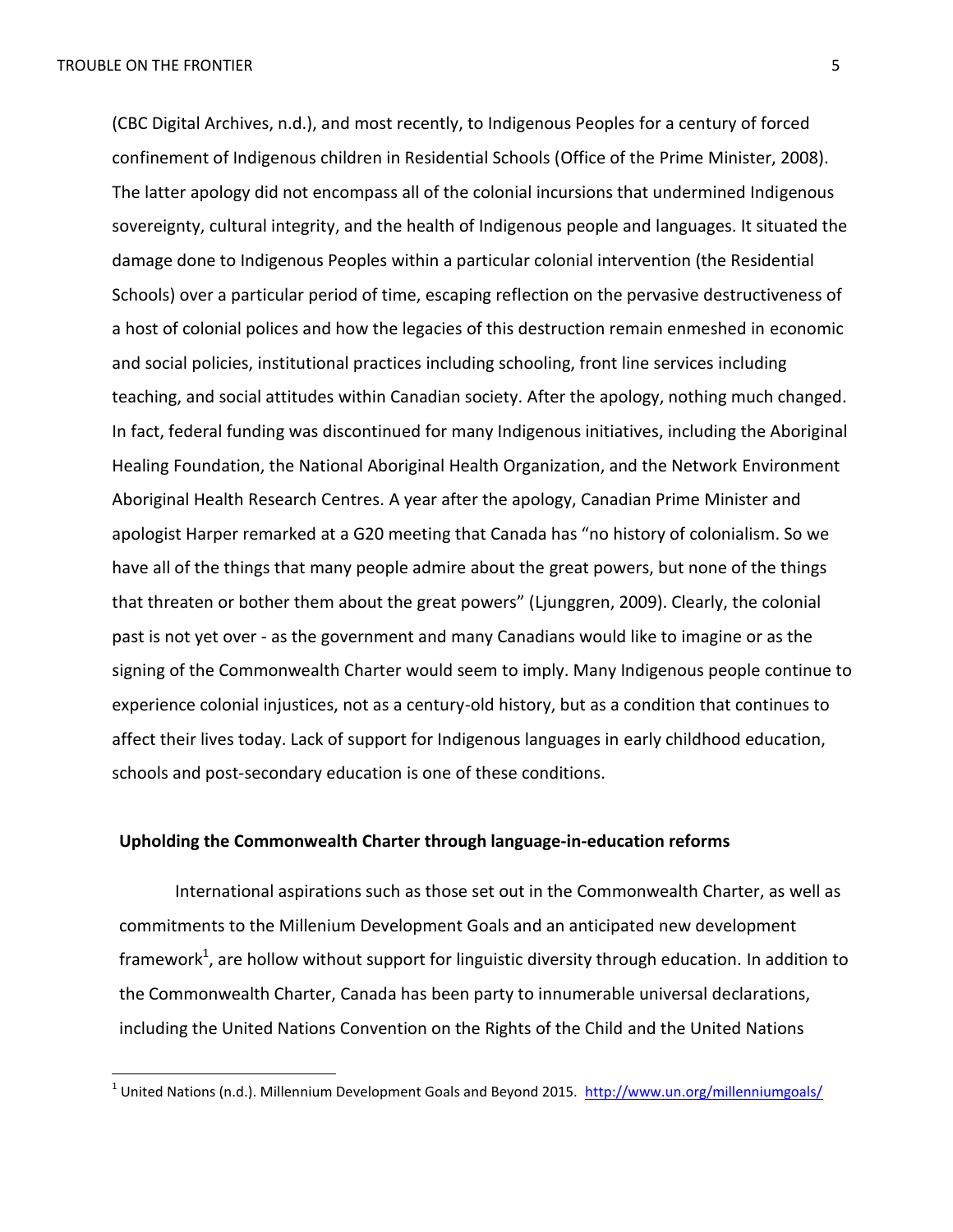(CBC Digital Archives, n.d.), and most recently, to Indigenous Peoples for a century of forced confinement of Indigenous children in Residential Schools (Office of the Prime Minister, 2008). The latter apology did not encompass all of the colonial incursions that undermined Indigenous sovereignty, cultural integrity, and the health of Indigenous people and languages. It situated the damage done to Indigenous Peoples within a particular colonial intervention (the Residential Schools) over a particular period of time, escaping reflection on the pervasive destructiveness of a host of colonial polices and how the legacies of this destruction remain enmeshed in economic and social policies, institutional practices including schooling, front line services including teaching, and social attitudes within Canadian society. After the apology, nothing much changed. In fact, federal funding was discontinued for many Indigenous initiatives, including the Aboriginal Healing Foundation, the National Aboriginal Health Organization, and the Network Environment Aboriginal Health Research Centres. A year after the apology, Canadian Prime Minister and apologist Harper remarked at a G20 meeting that Canada has "no history of colonialism. So we have all of the things that many people admire about the great powers, but none of the things that threaten or bother them about the great powers" (Ljunggren, 2009). Clearly, the colonial past is not yet over - as the government and many Canadians would like to imagine or as the signing of the Commonwealth Charter would seem to imply. Many Indigenous people continue to experience colonial injustices, not as a century-old history, but as a condition that continues to affect their lives today. Lack of support for Indigenous languages in early childhood education, schools and post-secondary education is one of these conditions.

**Upholding the Commonwealth Charter through language-in-education reforms**

International aspirations such as those set out in the Commonwealth Charter, as well as commitments to the Millenium Development Goals and an anticipated new development framework[1], are hollow without support for linguistic diversity through education. In addition to the Commonwealth Charter, Canada has been party to innumerable universal declarations, including the United Nations Convention on the Rights of the Child and the United Nations

[1] United Nations (n.d.). Millennium Development Goals and Beyond 2015. http://www.un.org/millenniumgoals/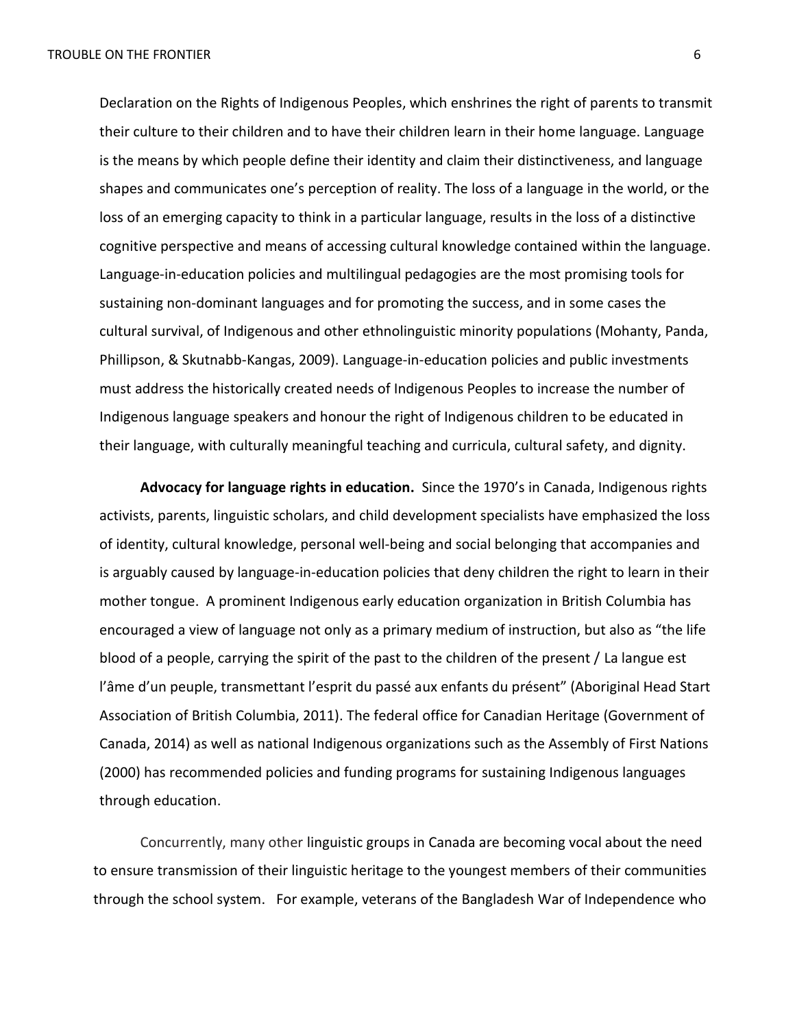Declaration on the Rights of Indigenous Peoples, which enshrines the right of parents to transmit their culture to their children and to have their children learn in their home language. Language is the means by which people define their identity and claim their distinctiveness, and language shapes and communicates one's perception of reality. The loss of a language in the world, or the loss of an emerging capacity to think in a particular language, results in the loss of a distinctive cognitive perspective and means of accessing cultural knowledge contained within the language. Language-in-education policies and multilingual pedagogies are the most promising tools for sustaining non-dominant languages and for promoting the success, and in some cases the cultural survival, of Indigenous and other ethnolinguistic minority populations (Mohanty, Panda, Phillipson, & Skutnabb-Kangas, 2009). Language-in-education policies and public investments must address the historically created needs of Indigenous Peoples to increase the number of Indigenous language speakers and honour the right of Indigenous children to be educated in their language, with culturally meaningful teaching and curricula, cultural safety, and dignity.

**Advocacy for language rights in education.** Since the 1970's in Canada, Indigenous rights activists, parents, linguistic scholars, and child development specialists have emphasized the loss of identity, cultural knowledge, personal well-being and social belonging that accompanies and is arguably caused by language-in-education policies that deny children the right to learn in their mother tongue. A prominent Indigenous early education organization in British Columbia has encouraged a view of language not only as a primary medium of instruction, but also as "the life blood of a people, carrying the spirit of the past to the children of the present / La langue est l'âme d'un peuple, transmettant l'esprit du passé aux enfants du présent" (Aboriginal Head Start Association of British Columbia, 2011). The federal office for Canadian Heritage (Government of Canada, 2014) as well as national Indigenous organizations such as the Assembly of First Nations (2000) has recommended policies and funding programs for sustaining Indigenous languages through education.

Concurrently, many other linguistic groups in Canada are becoming vocal about the need to ensure transmission of their linguistic heritage to the youngest members of their communities through the school system. For example, veterans of the Bangladesh War of Independence who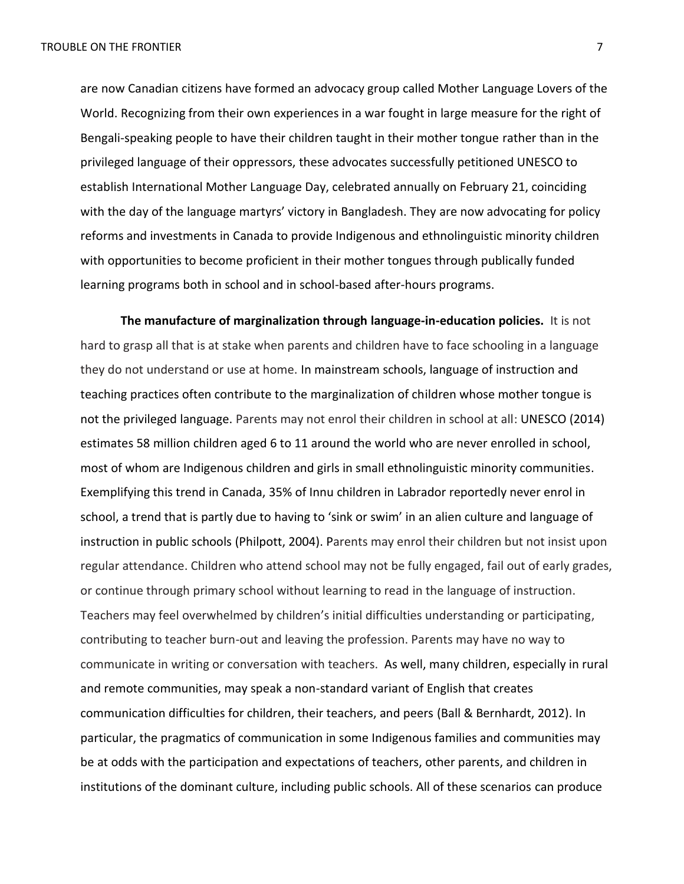are now Canadian citizens have formed an advocacy group called Mother Language Lovers of the World. Recognizing from their own experiences in a war fought in large measure for the right of Bengali-speaking people to have their children taught in their mother tongue rather than in the privileged language of their oppressors, these advocates successfully petitioned UNESCO to establish International Mother Language Day, celebrated annually on February 21, coinciding with the day of the language martyrs' victory in Bangladesh. They are now advocating for policy reforms and investments in Canada to provide Indigenous and ethnolinguistic minority children with opportunities to become proficient in their mother tongues through publically funded learning programs both in school and in school-based after-hours programs.

**The manufacture of marginalization through language-in-education policies.** It is not hard to grasp all that is at stake when parents and children have to face schooling in a language they do not understand or use at home. In mainstream schools, language of instruction and teaching practices often contribute to the marginalization of children whose mother tongue is not the privileged language. Parents may not enrol their children in school at all: UNESCO (2014) estimates 58 million children aged 6 to 11 around the world who are never enrolled in school, most of whom are Indigenous children and girls in small ethnolinguistic minority communities. Exemplifying this trend in Canada, 35% of Innu children in Labrador reportedly never enrol in school, a trend that is partly due to having to 'sink or swim' in an alien culture and language of instruction in public schools (Philpott, 2004). Parents may enrol their children but not insist upon regular attendance. Children who attend school may not be fully engaged, fail out of early grades, or continue through primary school without learning to read in the language of instruction. Teachers may feel overwhelmed by children's initial difficulties understanding or participating, contributing to teacher burn-out and leaving the profession. Parents may have no way to communicate in writing or conversation with teachers. As well, many children, especially in rural and remote communities, may speak a non-standard variant of English that creates communication difficulties for children, their teachers, and peers (Ball & Bernhardt, 2012). In particular, the pragmatics of communication in some Indigenous families and communities may be at odds with the participation and expectations of teachers, other parents, and children in institutions of the dominant culture, including public schools. All of these scenarios can produce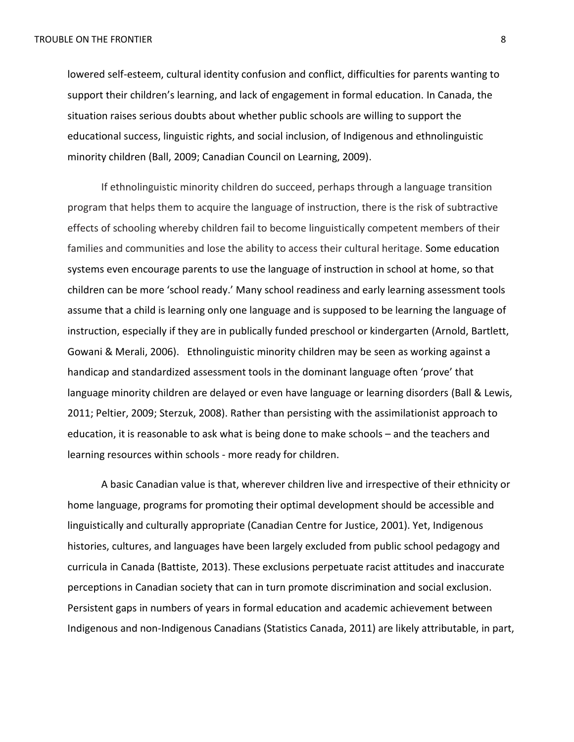lowered self-esteem, cultural identity confusion and conflict, difficulties for parents wanting to support their children's learning, and lack of engagement in formal education. In Canada, the situation raises serious doubts about whether public schools are willing to support the educational success, linguistic rights, and social inclusion, of Indigenous and ethnolinguistic minority children (Ball, 2009; Canadian Council on Learning, 2009).

If ethnolinguistic minority children do succeed, perhaps through a language transition program that helps them to acquire the language of instruction, there is the risk of subtractive effects of schooling whereby children fail to become linguistically competent members of their families and communities and lose the ability to access their cultural heritage. Some education systems even encourage parents to use the language of instruction in school at home, so that children can be more 'school ready.' Many school readiness and early learning assessment tools assume that a child is learning only one language and is supposed to be learning the language of instruction, especially if they are in publically funded preschool or kindergarten (Arnold, Bartlett, Gowani & Merali, 2006). Ethnolinguistic minority children may be seen as working against a handicap and standardized assessment tools in the dominant language often 'prove' that language minority children are delayed or even have language or learning disorders (Ball & Lewis, 2011; Peltier, 2009; Sterzuk, 2008). Rather than persisting with the assimilationist approach to education, it is reasonable to ask what is being done to make schools – and the teachers and learning resources within schools - more ready for children.

A basic Canadian value is that, wherever children live and irrespective of their ethnicity or home language, programs for promoting their optimal development should be accessible and linguistically and culturally appropriate (Canadian Centre for Justice, 2001). Yet, Indigenous histories, cultures, and languages have been largely excluded from public school pedagogy and curricula in Canada (Battiste, 2013). These exclusions perpetuate racist attitudes and inaccurate perceptions in Canadian society that can in turn promote discrimination and social exclusion. Persistent gaps in numbers of years in formal education and academic achievement between Indigenous and non-Indigenous Canadians (Statistics Canada, 2011) are likely attributable, in part,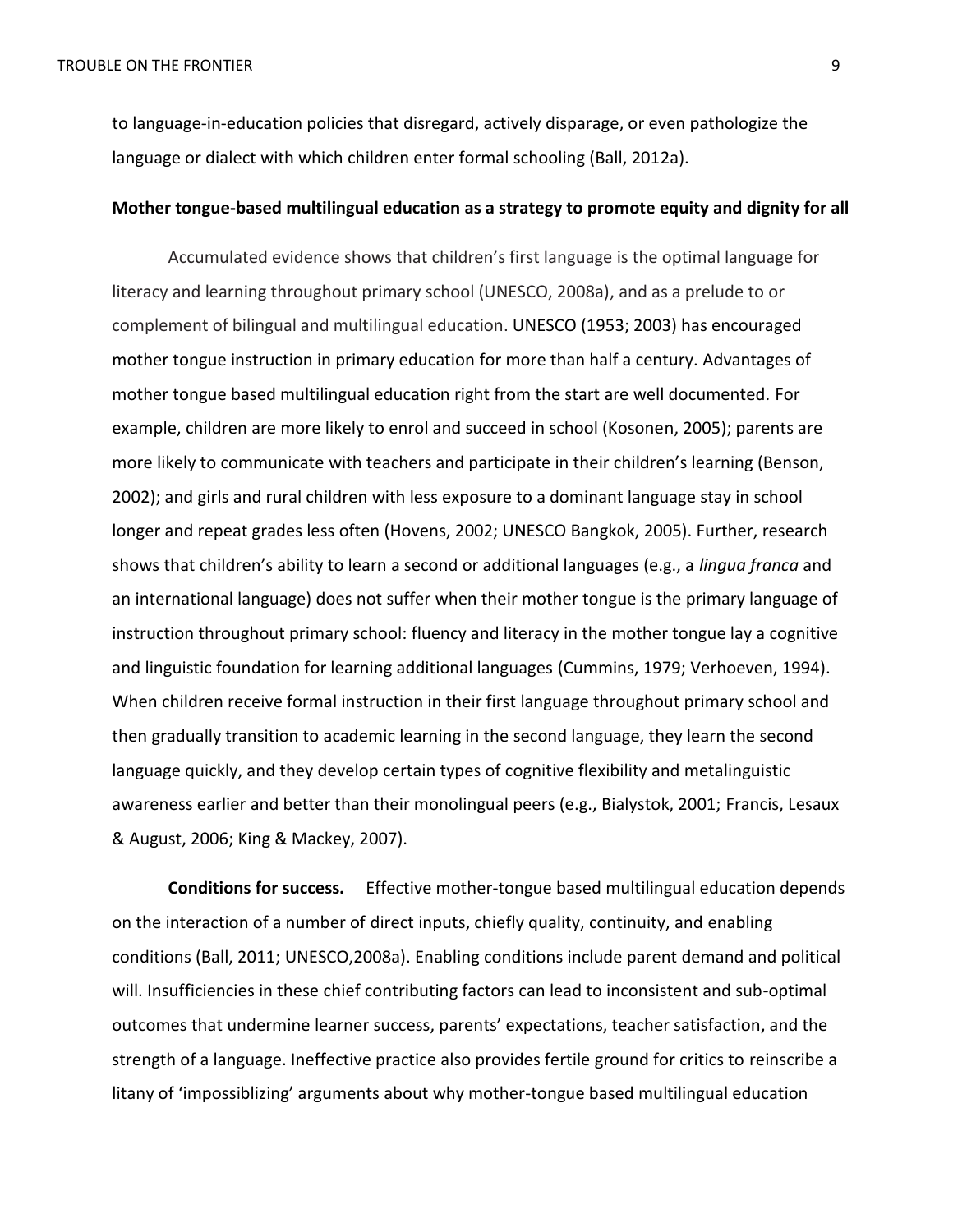to language-in-education policies that disregard, actively disparage, or even pathologize the language or dialect with which children enter formal schooling (Ball, 2012a).

### Mother tongue-based multilingual education as a strategy to promote equity and dignity for all

Accumulated evidence shows that children's first language is the optimal language for literacy and learning throughout primary school (UNESCO, 2008a), and as a prelude to or complement of bilingual and multilingual education. UNESCO (1953; 2003) has encouraged mother tongue instruction in primary education for more than half a century. Advantages of mother tongue based multilingual education right from the start are well documented. For example, children are more likely to enrol and succeed in school (Kosonen, 2005); parents are more likely to communicate with teachers and participate in their children's learning (Benson, 2002); and girls and rural children with less exposure to a dominant language stay in school longer and repeat grades less often (Hovens, 2002; UNESCO Bangkok, 2005). Further, research shows that children's ability to learn a second or additional languages (e.g., a *lingua franca* and an international language) does not suffer when their mother tongue is the primary language of instruction throughout primary school: fluency and literacy in the mother tongue lay a cognitive and linguistic foundation for learning additional languages (Cummins, 1979; Verhoeven, 1994). When children receive formal instruction in their first language throughout primary school and then gradually transition to academic learning in the second language, they learn the second language quickly, and they develop certain types of cognitive flexibility and metalinguistic awareness earlier and better than their monolingual peers (e.g., Bialystok, 2001; Francis, Lesaux & August, 2006; King & Mackey, 2007).

**Conditions for success.** Effective mother-tongue based multilingual education depends on the interaction of a number of direct inputs, chiefly quality, continuity, and enabling conditions (Ball, 2011; UNESCO,2008a). Enabling conditions include parent demand and political will. Insufficiencies in these chief contributing factors can lead to inconsistent and sub-optimal outcomes that undermine learner success, parents' expectations, teacher satisfaction, and the strength of a language. Ineffective practice also provides fertile ground for critics to reinscribe a litany of 'impossiblizing' arguments about why mother-tongue based multilingual education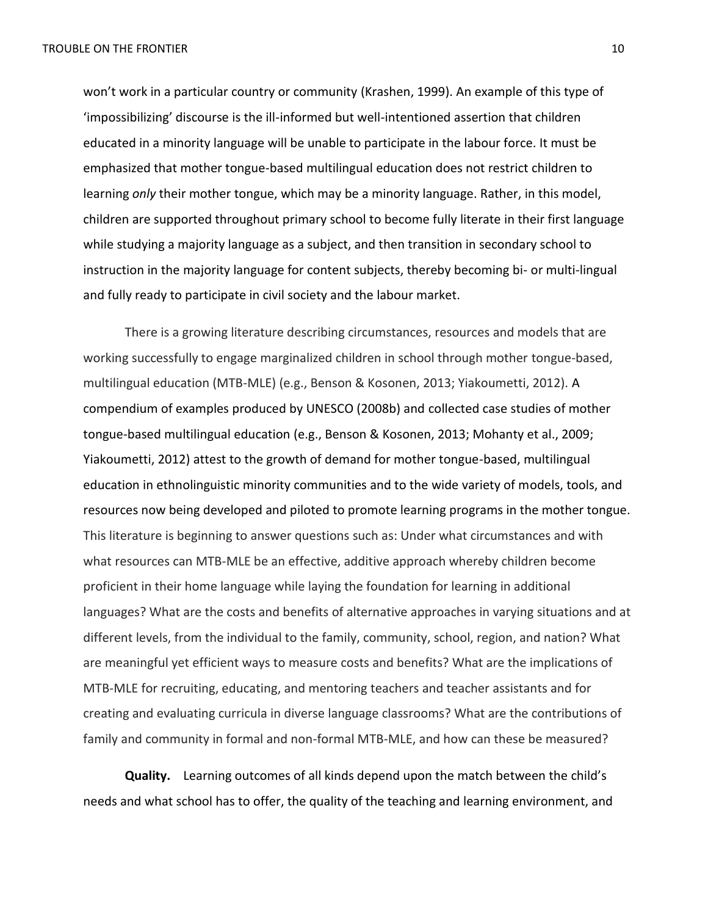won't work in a particular country or community (Krashen, 1999). An example of this type of 'impossibilizing' discourse is the ill-informed but well-intentioned assertion that children educated in a minority language will be unable to participate in the labour force. It must be emphasized that mother tongue-based multilingual education does not restrict children to learning *only* their mother tongue, which may be a minority language. Rather, in this model, children are supported throughout primary school to become fully literate in their first language while studying a majority language as a subject, and then transition in secondary school to instruction in the majority language for content subjects, thereby becoming bi- or multi-lingual and fully ready to participate in civil society and the labour market.

There is a growing literature describing circumstances, resources and models that are working successfully to engage marginalized children in school through mother tongue-based, multilingual education (MTB-MLE) (e.g., Benson & Kosonen, 2013; Yiakoumetti, 2012). A compendium of examples produced by UNESCO (2008b) and collected case studies of mother tongue-based multilingual education (e.g., Benson & Kosonen, 2013; Mohanty et al., 2009; Yiakoumetti, 2012) attest to the growth of demand for mother tongue-based, multilingual education in ethnolinguistic minority communities and to the wide variety of models, tools, and resources now being developed and piloted to promote learning programs in the mother tongue. This literature is beginning to answer questions such as: Under what circumstances and with what resources can MTB-MLE be an effective, additive approach whereby children become proficient in their home language while laying the foundation for learning in additional languages? What are the costs and benefits of alternative approaches in varying situations and at different levels, from the individual to the family, community, school, region, and nation? What are meaningful yet efficient ways to measure costs and benefits? What are the implications of MTB-MLE for recruiting, educating, and mentoring teachers and teacher assistants and for creating and evaluating curricula in diverse language classrooms? What are the contributions of family and community in formal and non-formal MTB-MLE, and how can these be measured?

**Quality.** Learning outcomes of all kinds depend upon the match between the child's needs and what school has to offer, the quality of the teaching and learning environment, and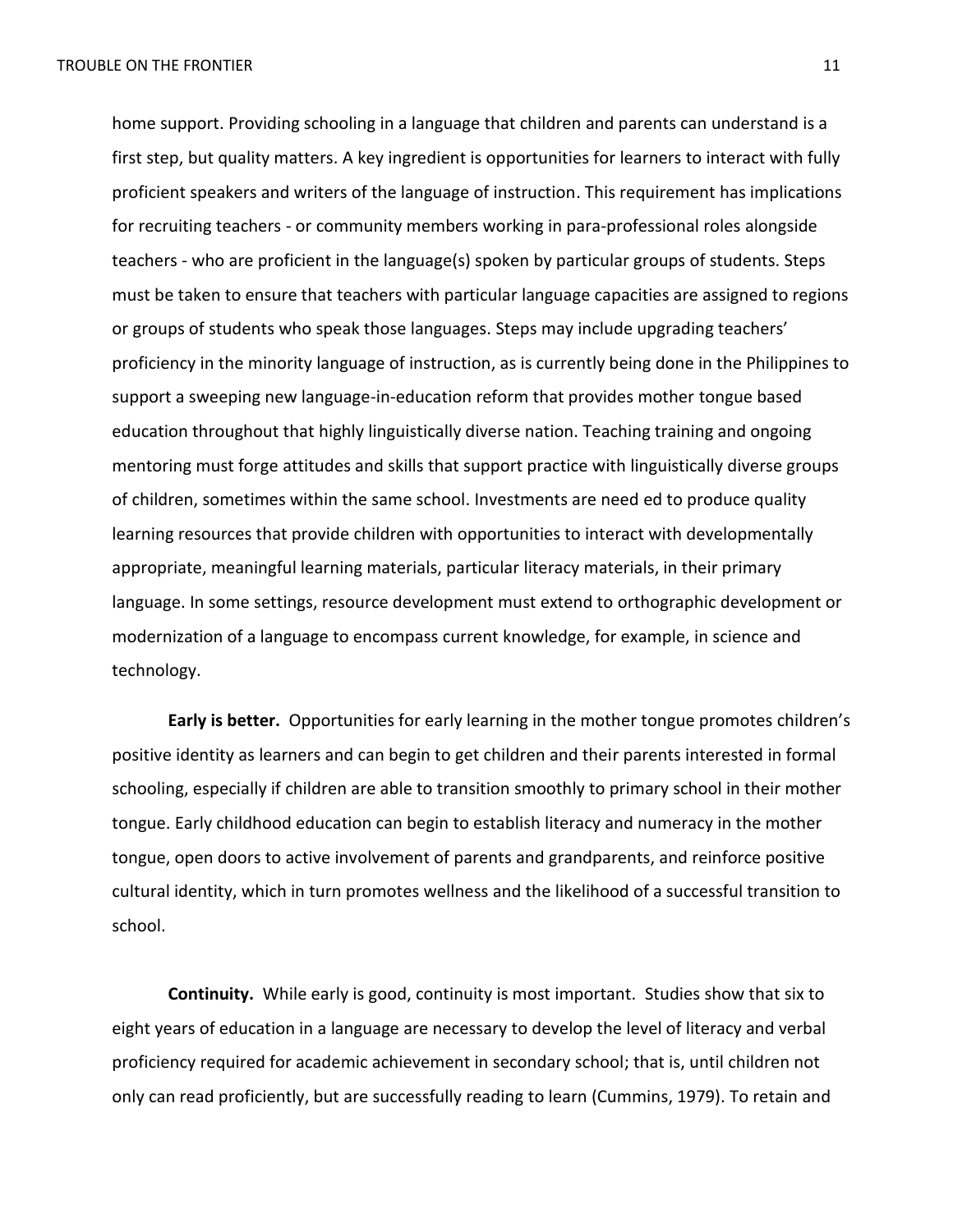home support. Providing schooling in a language that children and parents can understand is a first step, but quality matters. A key ingredient is opportunities for learners to interact with fully proficient speakers and writers of the language of instruction. This requirement has implications for recruiting teachers - or community members working in para-professional roles alongside teachers - who are proficient in the language(s) spoken by particular groups of students. Steps must be taken to ensure that teachers with particular language capacities are assigned to regions or groups of students who speak those languages. Steps may include upgrading teachers' proficiency in the minority language of instruction, as is currently being done in the Philippines to support a sweeping new language-in-education reform that provides mother tongue based education throughout that highly linguistically diverse nation. Teaching training and ongoing mentoring must forge attitudes and skills that support practice with linguistically diverse groups of children, sometimes within the same school. Investments are need ed to produce quality learning resources that provide children with opportunities to interact with developmentally appropriate, meaningful learning materials, particular literacy materials, in their primary language. In some settings, resource development must extend to orthographic development or modernization of a language to encompass current knowledge, for example, in science and technology.

**Early is better.** Opportunities for early learning in the mother tongue promotes children's positive identity as learners and can begin to get children and their parents interested in formal schooling, especially if children are able to transition smoothly to primary school in their mother tongue. Early childhood education can begin to establish literacy and numeracy in the mother tongue, open doors to active involvement of parents and grandparents, and reinforce positive cultural identity, which in turn promotes wellness and the likelihood of a successful transition to school.

**Continuity.** While early is good, continuity is most important. Studies show that six to eight years of education in a language are necessary to develop the level of literacy and verbal proficiency required for academic achievement in secondary school; that is, until children not only can read proficiently, but are successfully reading to learn (Cummins, 1979). To retain and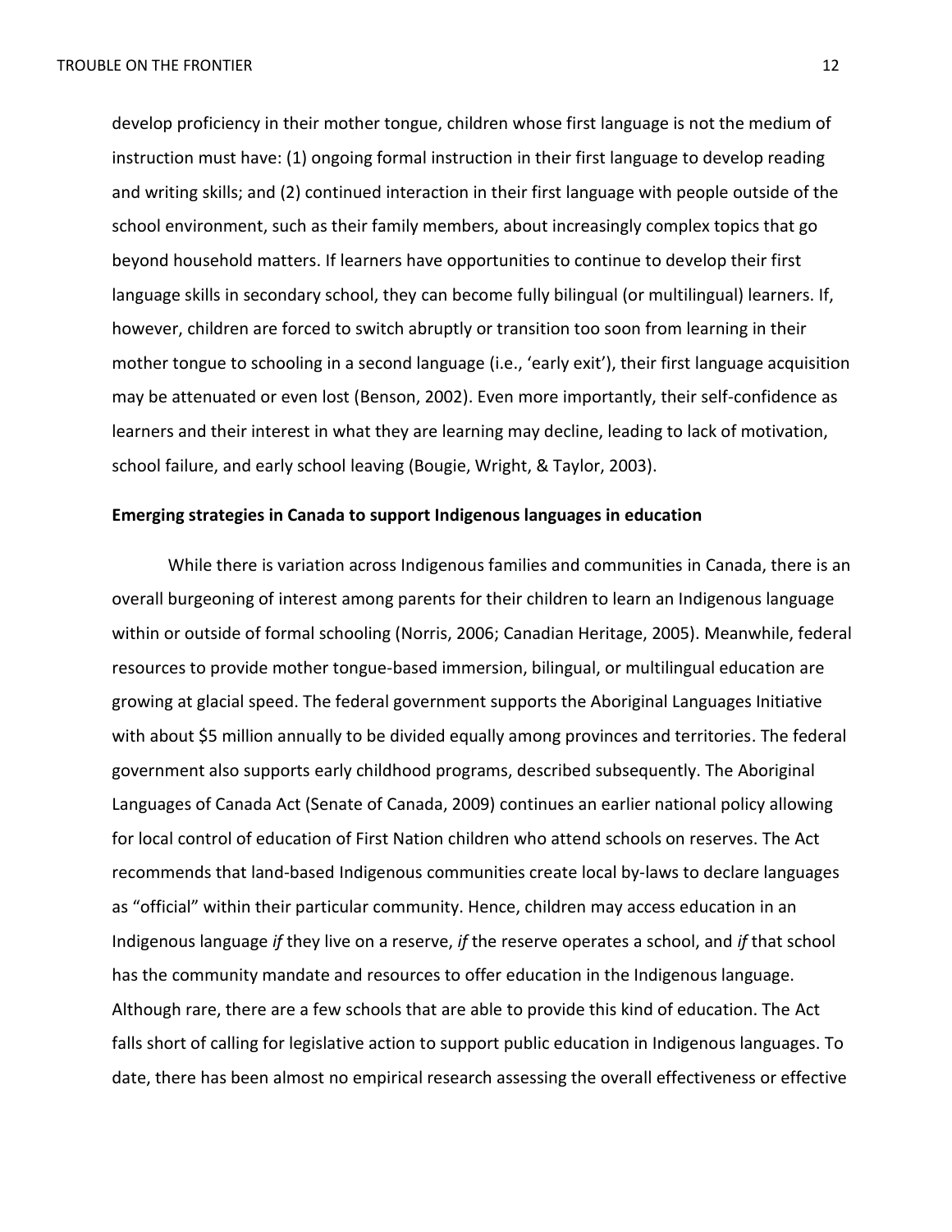develop proficiency in their mother tongue, children whose first language is not the medium of instruction must have: (1) ongoing formal instruction in their first language to develop reading and writing skills; and (2) continued interaction in their first language with people outside of the school environment, such as their family members, about increasingly complex topics that go beyond household matters. If learners have opportunities to continue to develop their first language skills in secondary school, they can become fully bilingual (or multilingual) learners. If, however, children are forced to switch abruptly or transition too soon from learning in their mother tongue to schooling in a second language (i.e., 'early exit'), their first language acquisition may be attenuated or even lost (Benson, 2002). Even more importantly, their self-confidence as learners and their interest in what they are learning may decline, leading to lack of motivation, school failure, and early school leaving (Bougie, Wright, & Taylor, 2003).

**Emerging strategies in Canada to support Indigenous languages in education**

While there is variation across Indigenous families and communities in Canada, there is an overall burgeoning of interest among parents for their children to learn an Indigenous language within or outside of formal schooling (Norris, 2006; Canadian Heritage, 2005). Meanwhile, federal resources to provide mother tongue-based immersion, bilingual, or multilingual education are growing at glacial speed. The federal government supports the Aboriginal Languages Initiative with about $5 million annually to be divided equally among provinces and territories. The federal government also supports early childhood programs, described subsequently. The Aboriginal Languages of Canada Act (Senate of Canada, 2009) continues an earlier national policy allowing for local control of education of First Nation children who attend schools on reserves. The Act recommends that land-based Indigenous communities create local by-laws to declare languages as "official" within their particular community. Hence, children may access education in an Indigenous language *if* they live on a reserve, *if* the reserve operates a school, and *if* that school has the community mandate and resources to offer education in the Indigenous language. Although rare, there are a few schools that are able to provide this kind of education. The Act falls short of calling for legislative action to support public education in Indigenous languages. To date, there has been almost no empirical research assessing the overall effectiveness or effective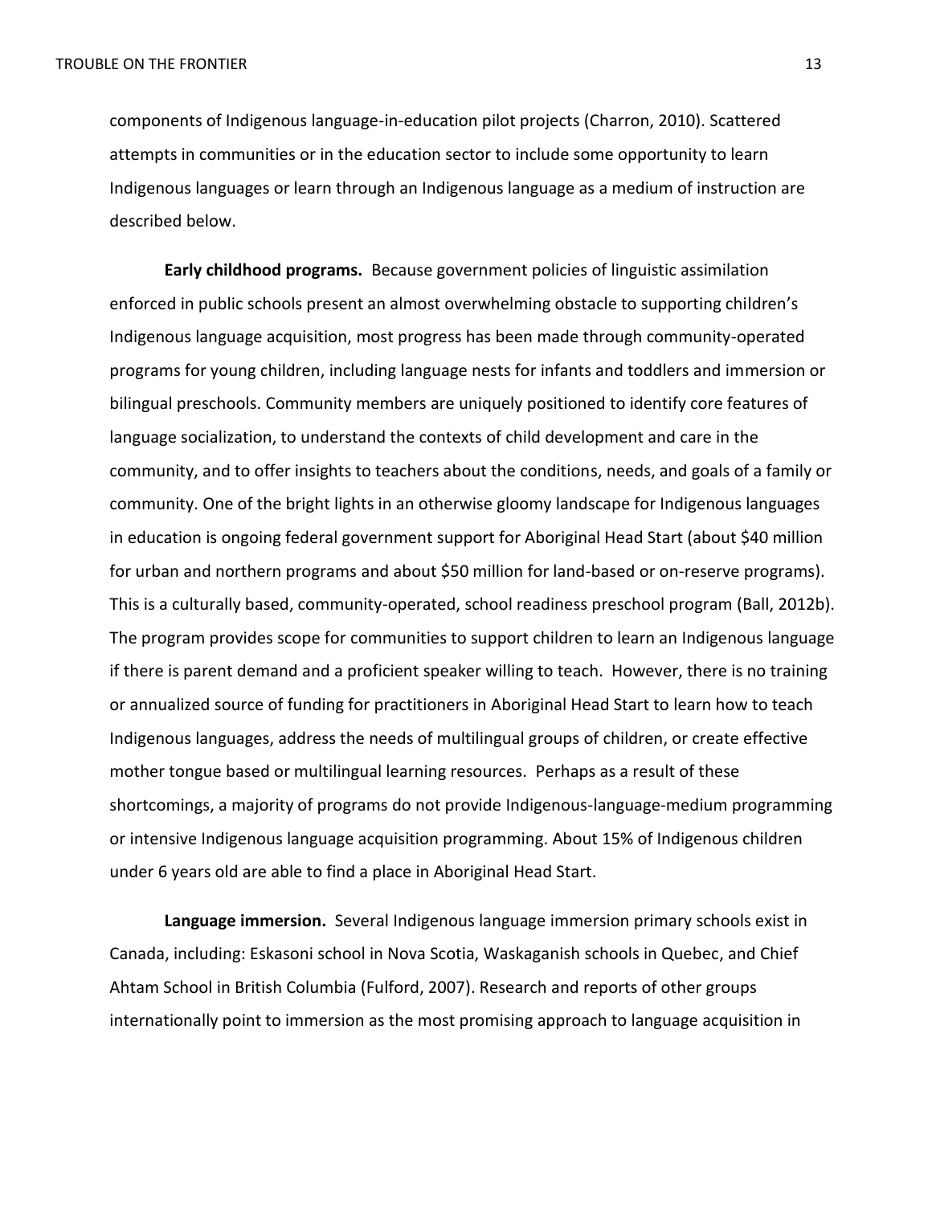components of Indigenous language-in-education pilot projects (Charron, 2010). Scattered attempts in communities or in the education sector to include some opportunity to learn Indigenous languages or learn through an Indigenous language as a medium of instruction are described below.

**Early childhood programs.** Because government policies of linguistic assimilation enforced in public schools present an almost overwhelming obstacle to supporting children's Indigenous language acquisition, most progress has been made through community-operated programs for young children, including language nests for infants and toddlers and immersion or bilingual preschools. Community members are uniquely positioned to identify core features of language socialization, to understand the contexts of child development and care in the community, and to offer insights to teachers about the conditions, needs, and goals of a family or community. One of the bright lights in an otherwise gloomy landscape for Indigenous languages in education is ongoing federal government support for Aboriginal Head Start (about $40 million for urban and northern programs and about $50 million for land-based or on-reserve programs). This is a culturally based, community-operated, school readiness preschool program (Ball, 2012b). The program provides scope for communities to support children to learn an Indigenous language if there is parent demand and a proficient speaker willing to teach. However, there is no training or annualized source of funding for practitioners in Aboriginal Head Start to learn how to teach Indigenous languages, address the needs of multilingual groups of children, or create effective mother tongue based or multilingual learning resources. Perhaps as a result of these shortcomings, a majority of programs do not provide Indigenous-language-medium programming or intensive Indigenous language acquisition programming. About 15% of Indigenous children under 6 years old are able to find a place in Aboriginal Head Start.

**Language immersion.** Several Indigenous language immersion primary schools exist in Canada, including: Eskasoni school in Nova Scotia, Waskaganish schools in Quebec, and Chief Ahtam School in British Columbia (Fulford, 2007). Research and reports of other groups internationally point to immersion as the most promising approach to language acquisition in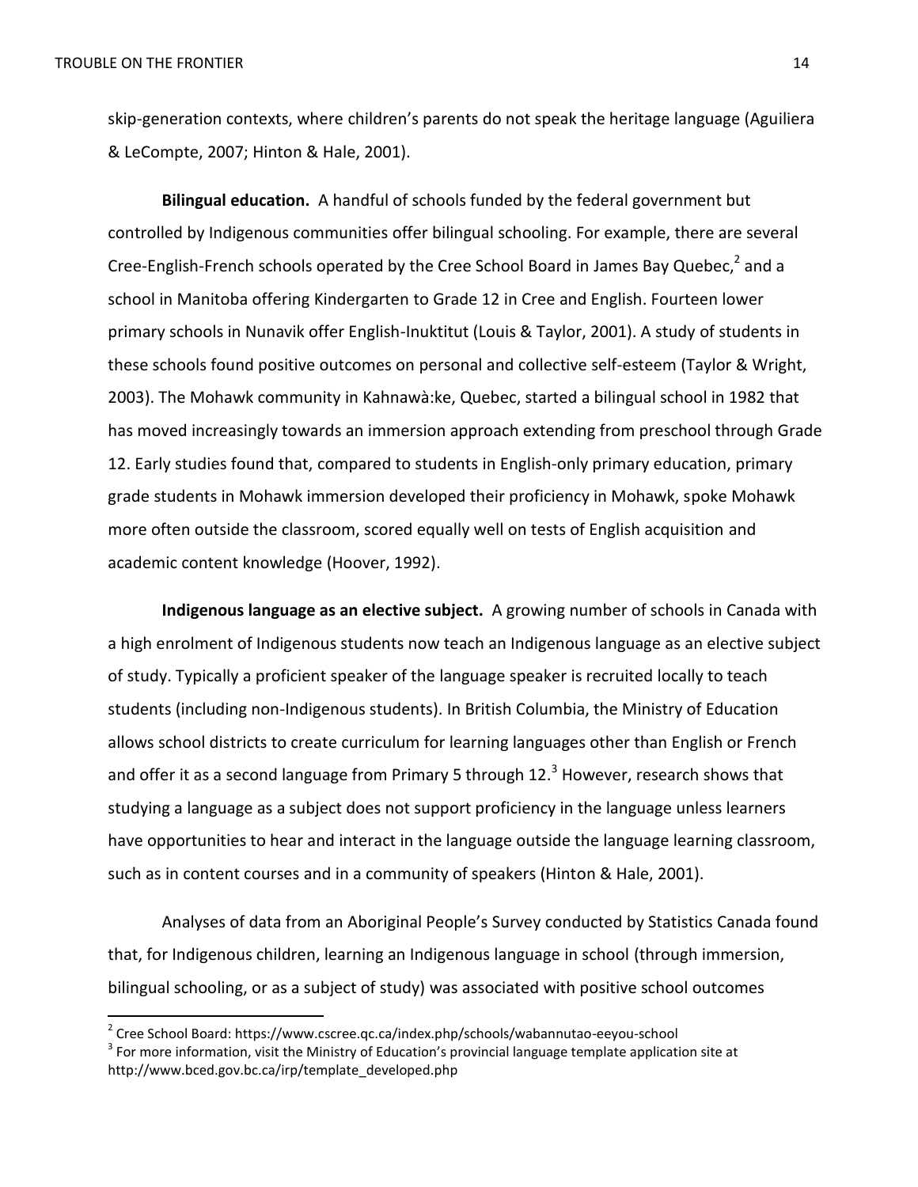skip-generation contexts, where children's parents do not speak the heritage language (Aguiliera & LeCompte, 2007; Hinton & Hale, 2001).

**Bilingual education.** A handful of schools funded by the federal government but controlled by Indigenous communities offer bilingual schooling. For example, there are several Cree-English-French schools operated by the Cree School Board in James Bay Quebec,[2] and a school in Manitoba offering Kindergarten to Grade 12 in Cree and English. Fourteen lower primary schools in Nunavik offer English-Inuktitut (Louis & Taylor, 2001). A study of students in these schools found positive outcomes on personal and collective self-esteem (Taylor & Wright, 2003). The Mohawk community in Kahnawà:ke, Quebec, started a bilingual school in 1982 that has moved increasingly towards an immersion approach extending from preschool through Grade 12. Early studies found that, compared to students in English-only primary education, primary grade students in Mohawk immersion developed their proficiency in Mohawk, spoke Mohawk more often outside the classroom, scored equally well on tests of English acquisition and academic content knowledge (Hoover, 1992).

**Indigenous language as an elective subject.** A growing number of schools in Canada with a high enrolment of Indigenous students now teach an Indigenous language as an elective subject of study. Typically a proficient speaker of the language speaker is recruited locally to teach students (including non-Indigenous students). In British Columbia, the Ministry of Education allows school districts to create curriculum for learning languages other than English or French and offer it as a second language from Primary 5 through 12.[3] However, research shows that studying a language as a subject does not support proficiency in the language unless learners have opportunities to hear and interact in the language outside the language learning classroom, such as in content courses and in a community of speakers (Hinton & Hale, 2001).

Analyses of data from an Aboriginal People's Survey conducted by Statistics Canada found that, for Indigenous children, learning an Indigenous language in school (through immersion, bilingual schooling, or as a subject of study) was associated with positive school outcomes

---

[2] Cree School Board: https://www.cscree.qc.ca/index.php/schools/wabannutao-eeyou-school

[3] For more information, visit the Ministry of Education's provincial language template application site at http://www.bced.gov.bc.ca/irp/template_developed.php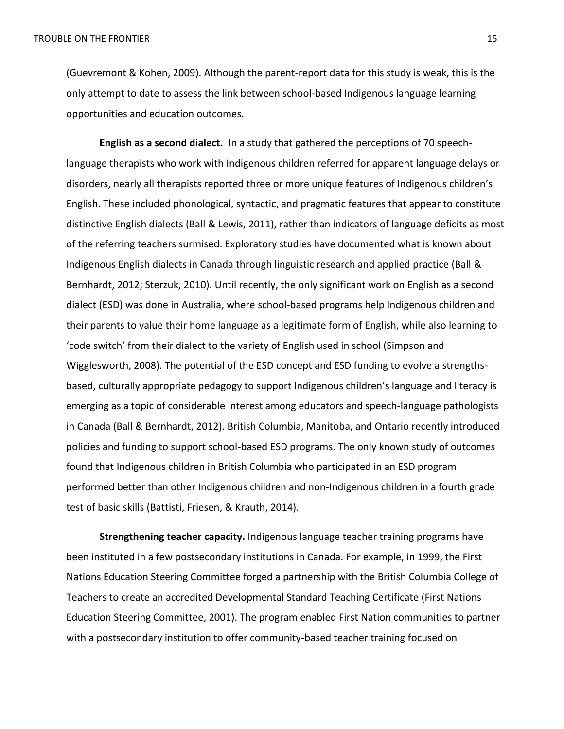(Guevremont & Kohen, 2009). Although the parent-report data for this study is weak, this is the only attempt to date to assess the link between school-based Indigenous language learning opportunities and education outcomes.

**English as a second dialect.** In a study that gathered the perceptions of 70 speech-language therapists who work with Indigenous children referred for apparent language delays or disorders, nearly all therapists reported three or more unique features of Indigenous children's English. These included phonological, syntactic, and pragmatic features that appear to constitute distinctive English dialects (Ball & Lewis, 2011), rather than indicators of language deficits as most of the referring teachers surmised. Exploratory studies have documented what is known about Indigenous English dialects in Canada through linguistic research and applied practice (Ball & Bernhardt, 2012; Sterzuk, 2010). Until recently, the only significant work on English as a second dialect (ESD) was done in Australia, where school-based programs help Indigenous children and their parents to value their home language as a legitimate form of English, while also learning to 'code switch' from their dialect to the variety of English used in school (Simpson and Wigglesworth, 2008). The potential of the ESD concept and ESD funding to evolve a strengths-based, culturally appropriate pedagogy to support Indigenous children's language and literacy is emerging as a topic of considerable interest among educators and speech-language pathologists in Canada (Ball & Bernhardt, 2012). British Columbia, Manitoba, and Ontario recently introduced policies and funding to support school-based ESD programs. The only known study of outcomes found that Indigenous children in British Columbia who participated in an ESD program performed better than other Indigenous children and non-Indigenous children in a fourth grade test of basic skills (Battisti, Friesen, & Krauth, 2014).

**Strengthening teacher capacity.** Indigenous language teacher training programs have been instituted in a few postsecondary institutions in Canada. For example, in 1999, the First Nations Education Steering Committee forged a partnership with the British Columbia College of Teachers to create an accredited Developmental Standard Teaching Certificate (First Nations Education Steering Committee, 2001). The program enabled First Nation communities to partner with a postsecondary institution to offer community-based teacher training focused on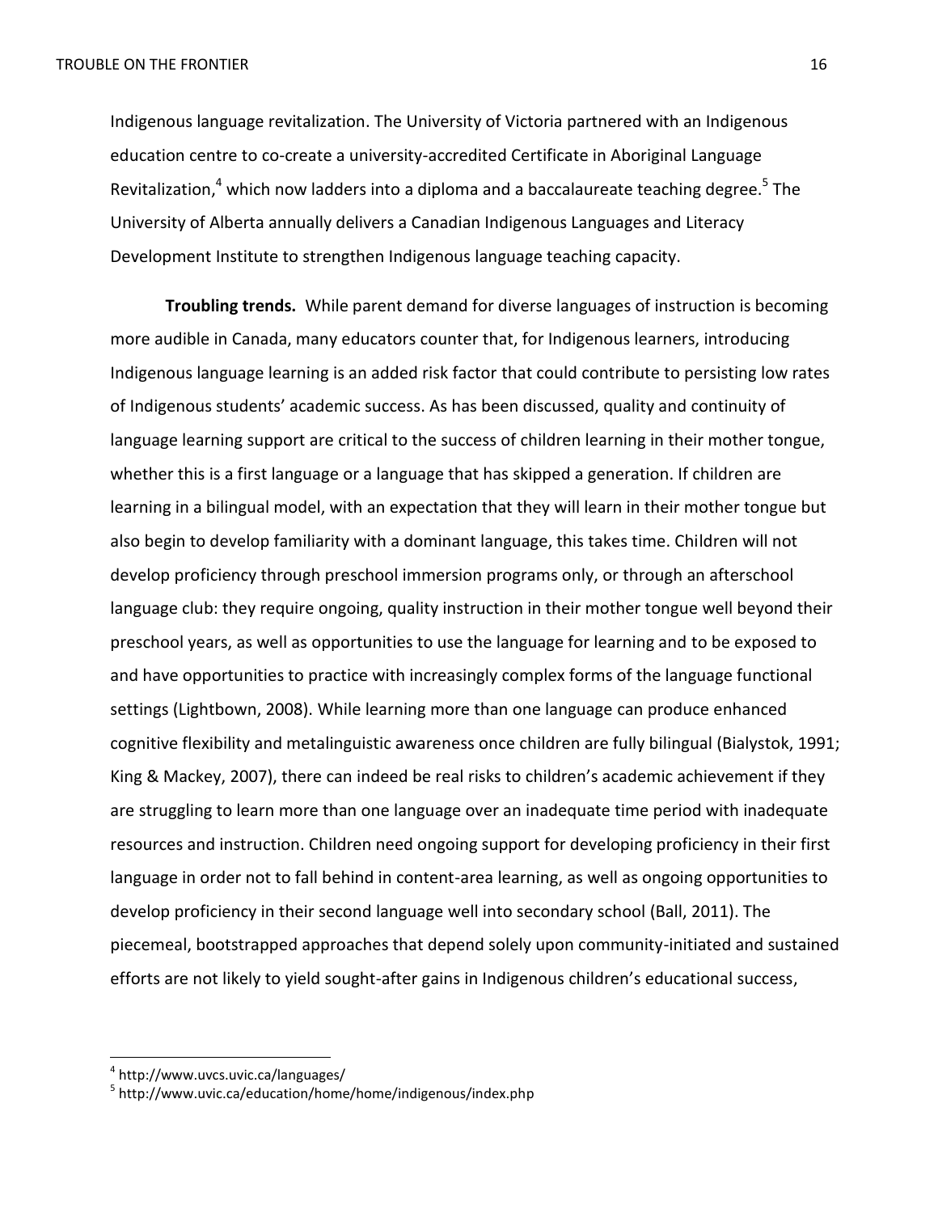Indigenous language revitalization. The University of Victoria partnered with an Indigenous education centre to co-create a university-accredited Certificate in Aboriginal Language Revitalization,[4] which now ladders into a diploma and a baccalaureate teaching degree.[5] The University of Alberta annually delivers a Canadian Indigenous Languages and Literacy Development Institute to strengthen Indigenous language teaching capacity.

**Troubling trends.** While parent demand for diverse languages of instruction is becoming more audible in Canada, many educators counter that, for Indigenous learners, introducing Indigenous language learning is an added risk factor that could contribute to persisting low rates of Indigenous students' academic success. As has been discussed, quality and continuity of language learning support are critical to the success of children learning in their mother tongue, whether this is a first language or a language that has skipped a generation. If children are learning in a bilingual model, with an expectation that they will learn in their mother tongue but also begin to develop familiarity with a dominant language, this takes time. Children will not develop proficiency through preschool immersion programs only, or through an afterschool language club: they require ongoing, quality instruction in their mother tongue well beyond their preschool years, as well as opportunities to use the language for learning and to be exposed to and have opportunities to practice with increasingly complex forms of the language functional settings (Lightbown, 2008). While learning more than one language can produce enhanced cognitive flexibility and metalinguistic awareness once children are fully bilingual (Bialystok, 1991; King & Mackey, 2007), there can indeed be real risks to children's academic achievement if they are struggling to learn more than one language over an inadequate time period with inadequate resources and instruction. Children need ongoing support for developing proficiency in their first language in order not to fall behind in content-area learning, as well as ongoing opportunities to develop proficiency in their second language well into secondary school (Ball, 2011). The piecemeal, bootstrapped approaches that depend solely upon community-initiated and sustained efforts are not likely to yield sought-after gains in Indigenous children's educational success,

---

[4] http://www.uvcs.uvic.ca/languages/

[5] http://www.uvic.ca/education/home/home/indigenous/index.php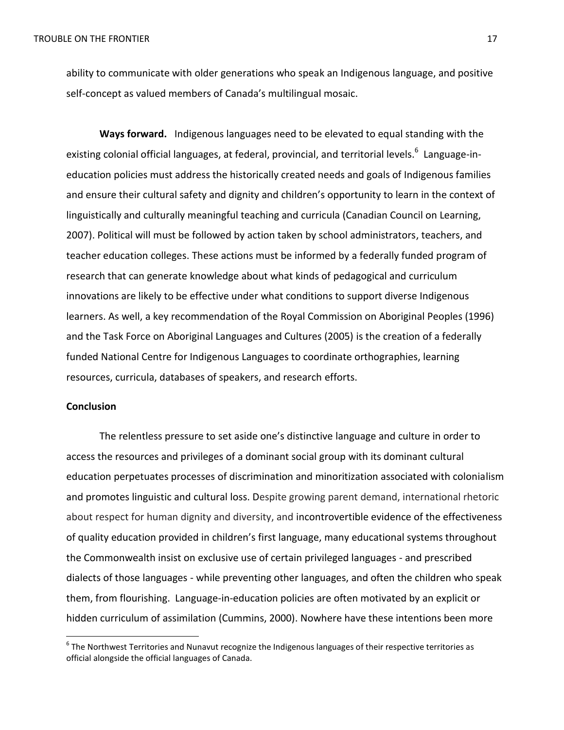ability to communicate with older generations who speak an Indigenous language, and positive self-concept as valued members of Canada's multilingual mosaic.

**Ways forward.** Indigenous languages need to be elevated to equal standing with the existing colonial official languages, at federal, provincial, and territorial levels.[6] Language-in-education policies must address the historically created needs and goals of Indigenous families and ensure their cultural safety and dignity and children's opportunity to learn in the context of linguistically and culturally meaningful teaching and curricula (Canadian Council on Learning, 2007). Political will must be followed by action taken by school administrators, teachers, and teacher education colleges. These actions must be informed by a federally funded program of research that can generate knowledge about what kinds of pedagogical and curriculum innovations are likely to be effective under what conditions to support diverse Indigenous learners. As well, a key recommendation of the Royal Commission on Aboriginal Peoples (1996) and the Task Force on Aboriginal Languages and Cultures (2005) is the creation of a federally funded National Centre for Indigenous Languages to coordinate orthographies, learning resources, curricula, databases of speakers, and research efforts.

## Conclusion

The relentless pressure to set aside one's distinctive language and culture in order to access the resources and privileges of a dominant social group with its dominant cultural education perpetuates processes of discrimination and minoritization associated with colonialism and promotes linguistic and cultural loss. Despite growing parent demand, international rhetoric about respect for human dignity and diversity, and incontrovertible evidence of the effectiveness of quality education provided in children's first language, many educational systems throughout the Commonwealth insist on exclusive use of certain privileged languages - and prescribed dialects of those languages - while preventing other languages, and often the children who speak them, from flourishing. Language-in-education policies are often motivated by an explicit or hidden curriculum of assimilation (Cummins, 2000). Nowhere have these intentions been more

[6] The Northwest Territories and Nunavut recognize the Indigenous languages of their respective territories as official alongside the official languages of Canada.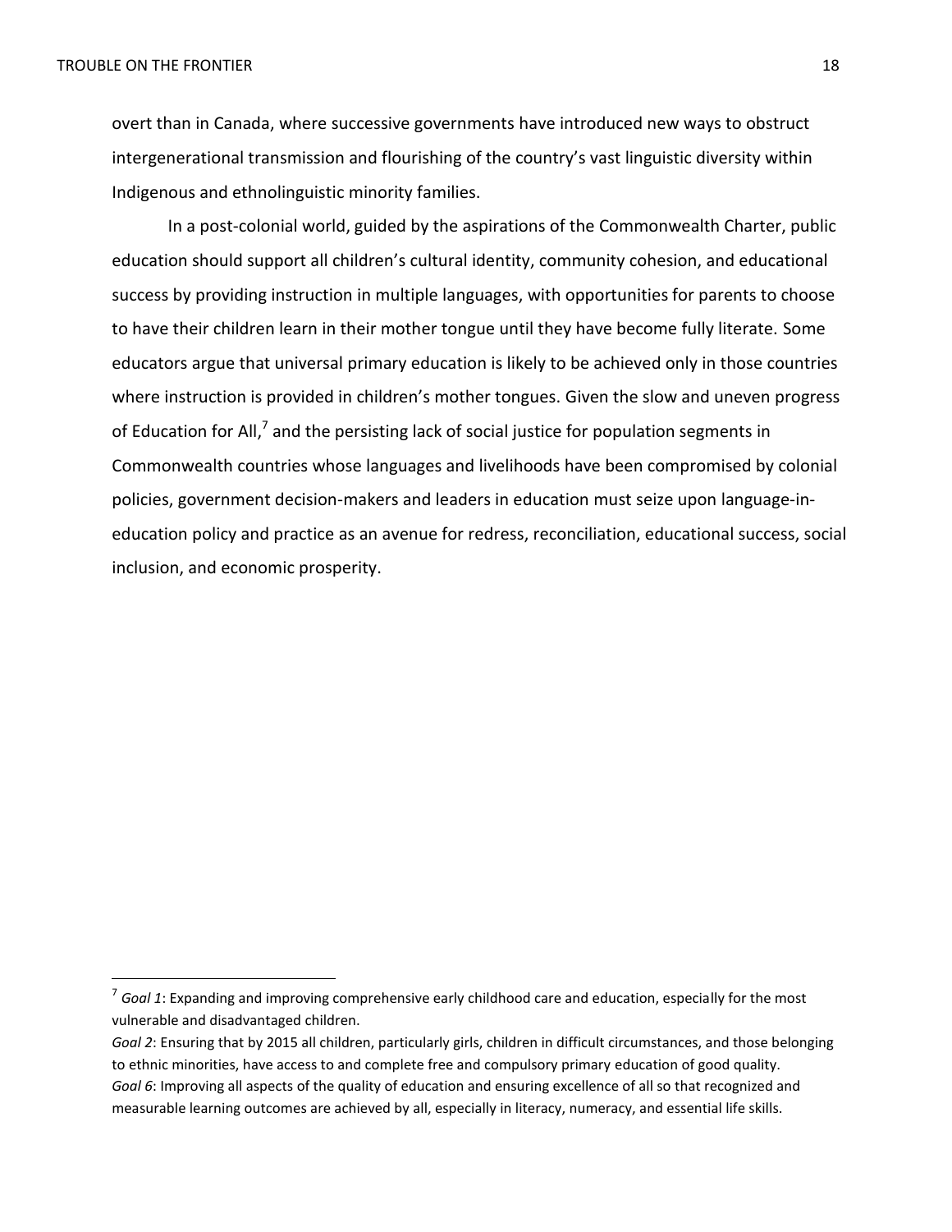overt than in Canada, where successive governments have introduced new ways to obstruct intergenerational transmission and flourishing of the country's vast linguistic diversity within Indigenous and ethnolinguistic minority families.

In a post-colonial world, guided by the aspirations of the Commonwealth Charter, public education should support all children's cultural identity, community cohesion, and educational success by providing instruction in multiple languages, with opportunities for parents to choose to have their children learn in their mother tongue until they have become fully literate. Some educators argue that universal primary education is likely to be achieved only in those countries where instruction is provided in children's mother tongues. Given the slow and uneven progress of Education for All,[7] and the persisting lack of social justice for population segments in Commonwealth countries whose languages and livelihoods have been compromised by colonial policies, government decision-makers and leaders in education must seize upon language-in-education policy and practice as an avenue for redress, reconciliation, educational success, social inclusion, and economic prosperity.

---

[7] *Goal 1*: Expanding and improving comprehensive early childhood care and education, especially for the most vulnerable and disadvantaged children.

*Goal 2*: Ensuring that by 2015 all children, particularly girls, children in difficult circumstances, and those belonging to ethnic minorities, have access to and complete free and compulsory primary education of good quality.

*Goal 6*: Improving all aspects of the quality of education and ensuring excellence of all so that recognized and measurable learning outcomes are achieved by all, especially in literacy, numeracy, and essential life skills.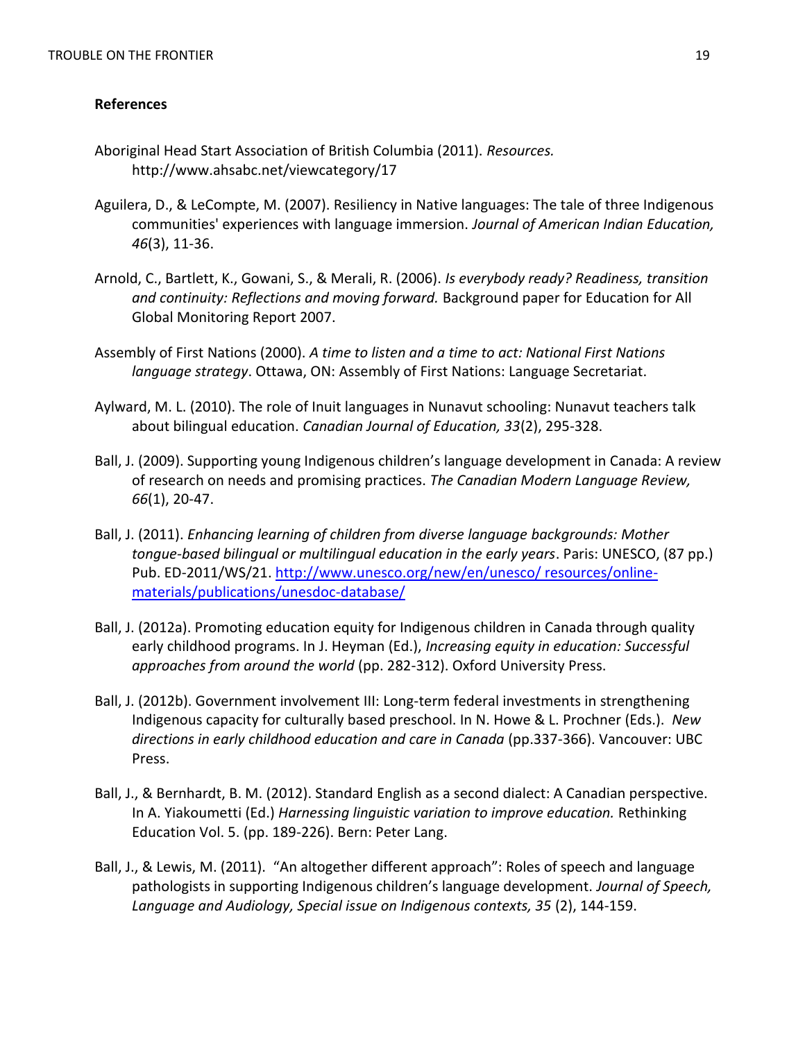**References**

Aboriginal Head Start Association of British Columbia (2011). *Resources.* http://www.ahsabc.net/viewcategory/17

Aguilera, D., & LeCompte, M. (2007). Resiliency in Native languages: The tale of three Indigenous communities' experiences with language immersion. *Journal of American Indian Education, 46*(3), 11-36.

Arnold, C., Bartlett, K., Gowani, S., & Merali, R. (2006). *Is everybody ready? Readiness, transition and continuity: Reflections and moving forward.* Background paper for Education for All Global Monitoring Report 2007.

Assembly of First Nations (2000). *A time to listen and a time to act: National First Nations language strategy*. Ottawa, ON: Assembly of First Nations: Language Secretariat.

Aylward, M. L. (2010). The role of Inuit languages in Nunavut schooling: Nunavut teachers talk about bilingual education. *Canadian Journal of Education, 33*(2), 295-328.

Ball, J. (2009). Supporting young Indigenous children's language development in Canada: A review of research on needs and promising practices. *The Canadian Modern Language Review, 66*(1), 20-47.

Ball, J. (2011). *Enhancing learning of children from diverse language backgrounds: Mother tongue-based bilingual or multilingual education in the early years*. Paris: UNESCO, (87 pp.) Pub. ED-2011/WS/21. [http://www.unesco.org/new/en/unesco/ resources/online-materials/publications/unesdoc-database/](http://www.unesco.org/new/en/unesco/resources/online-materials/publications/unesdoc-database/)

Ball, J. (2012a). Promoting education equity for Indigenous children in Canada through quality early childhood programs. In J. Heyman (Ed.), *Increasing equity in education: Successful approaches from around the world* (pp. 282-312). Oxford University Press.

Ball, J. (2012b). Government involvement III: Long-term federal investments in strengthening Indigenous capacity for culturally based preschool. In N. Howe & L. Prochner (Eds.). *New directions in early childhood education and care in Canada* (pp.337-366). Vancouver: UBC Press.

Ball, J., & Bernhardt, B. M. (2012). Standard English as a second dialect: A Canadian perspective. In A. Yiakoumetti (Ed.) *Harnessing linguistic variation to improve education.* Rethinking Education Vol. 5. (pp. 189-226). Bern: Peter Lang.

Ball, J., & Lewis, M. (2011). "An altogether different approach": Roles of speech and language pathologists in supporting Indigenous children's language development. *Journal of Speech, Language and Audiology, Special issue on Indigenous contexts, 35* (2), 144-159.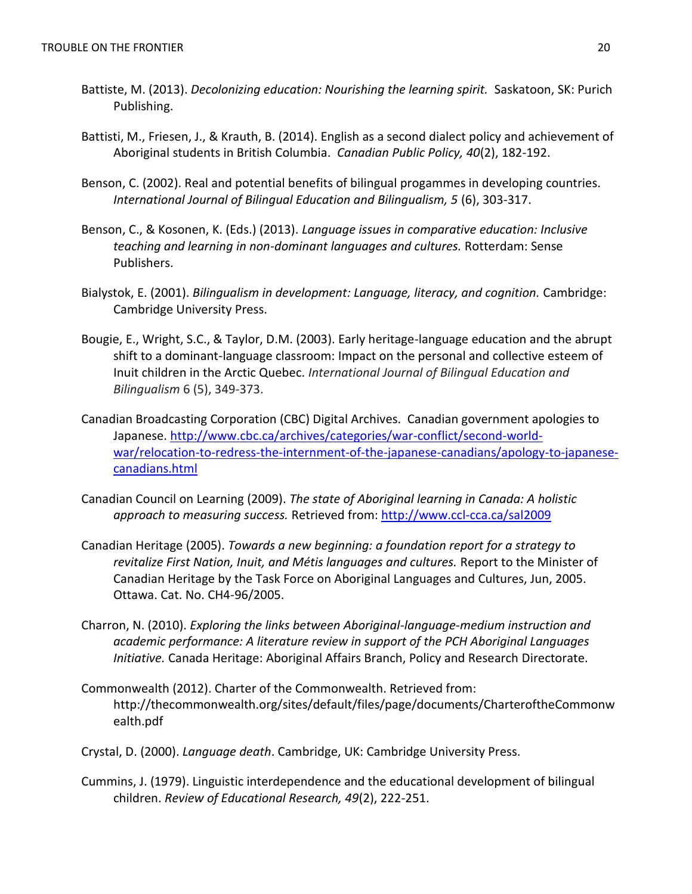Battiste, M. (2013). *Decolonizing education: Nourishing the learning spirit.* Saskatoon, SK: Purich Publishing.

Battisti, M., Friesen, J., & Krauth, B. (2014). English as a second dialect policy and achievement of Aboriginal students in British Columbia. *Canadian Public Policy, 40*(2), 182-192.

Benson, C. (2002). Real and potential benefits of bilingual progammes in developing countries. *International Journal of Bilingual Education and Bilingualism, 5* (6), 303-317.

Benson, C., & Kosonen, K. (Eds.) (2013). *Language issues in comparative education: Inclusive teaching and learning in non-dominant languages and cultures.* Rotterdam: Sense Publishers.

Bialystok, E. (2001). *Bilingualism in development: Language, literacy, and cognition.* Cambridge: Cambridge University Press.

Bougie, E., Wright, S.C., & Taylor, D.M. (2003). Early heritage-language education and the abrupt shift to a dominant-language classroom: Impact on the personal and collective esteem of Inuit children in the Arctic Quebec. *International Journal of Bilingual Education and Bilingualism* 6 (5), 349-373.

Canadian Broadcasting Corporation (CBC) Digital Archives. Canadian government apologies to Japanese. [http://www.cbc.ca/archives/categories/war-conflict/second-world-war/relocation-to-redress-the-internment-of-the-japanese-canadians/apology-to-japanese-canadians.html](http://www.cbc.ca/archives/categories/war-conflict/second-world-war/relocation-to-redress-the-internment-of-the-japanese-canadians/apology-to-japanese-canadians.html)

Canadian Council on Learning (2009). *The state of Aboriginal learning in Canada: A holistic approach to measuring success.* Retrieved from: [http://www.ccl-cca.ca/sal2009](http://www.ccl-cca.ca/sal2009)

Canadian Heritage (2005). *Towards a new beginning: a foundation report for a strategy to revitalize First Nation, Inuit, and Métis languages and cultures.* Report to the Minister of Canadian Heritage by the Task Force on Aboriginal Languages and Cultures, Jun, 2005. Ottawa. Cat. No. CH4-96/2005.

Charron, N. (2010). *Exploring the links between Aboriginal-language-medium instruction and academic performance: A literature review in support of the PCH Aboriginal Languages Initiative.* Canada Heritage: Aboriginal Affairs Branch, Policy and Research Directorate.

Commonwealth (2012). Charter of the Commonwealth. Retrieved from: http://thecommonwealth.org/sites/default/files/page/documents/CharteroftheCommonwealth.pdf

Crystal, D. (2000). *Language death*. Cambridge, UK: Cambridge University Press.

Cummins, J. (1979). Linguistic interdependence and the educational development of bilingual children. *Review of Educational Research, 49*(2), 222-251.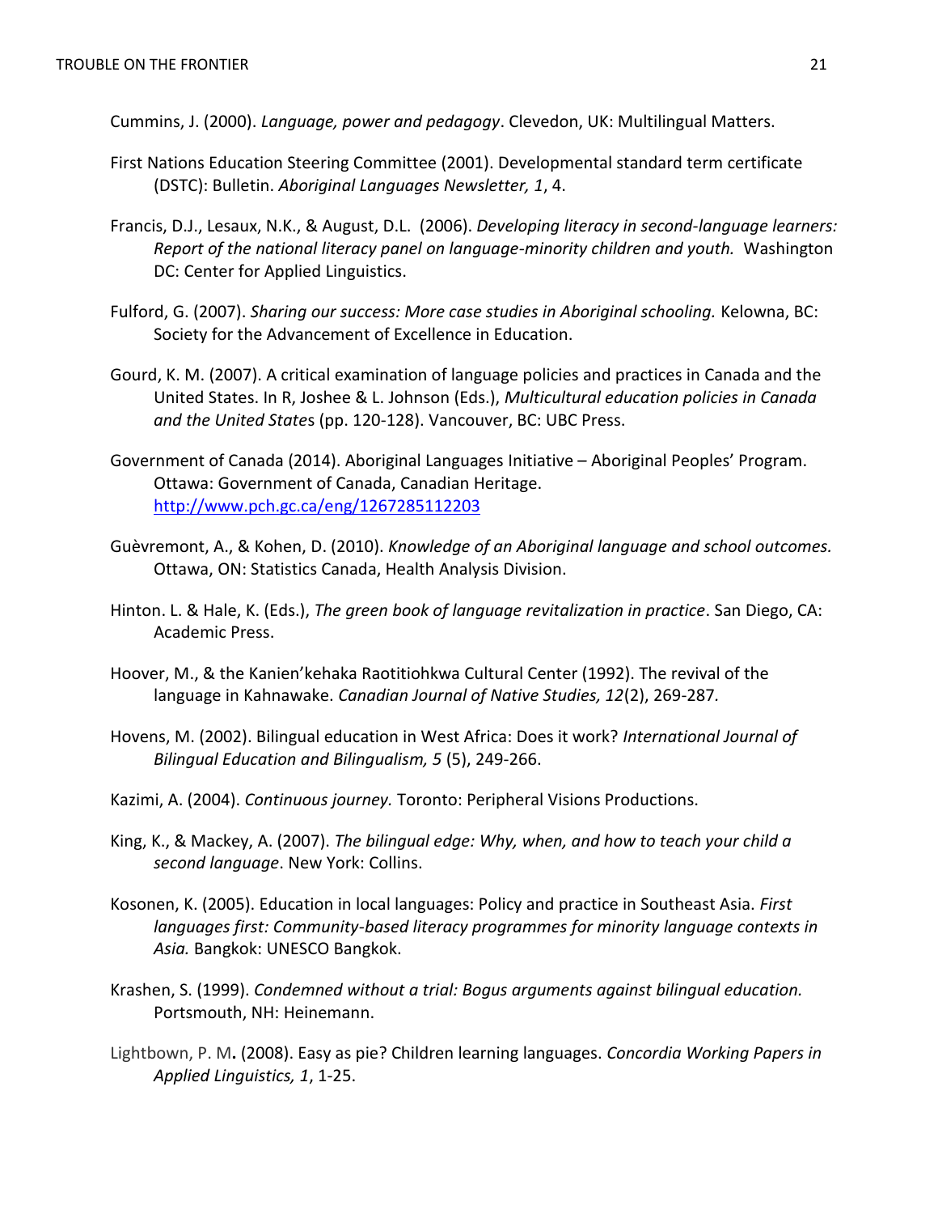Cummins, J. (2000). *Language, power and pedagogy*. Clevedon, UK: Multilingual Matters.

First Nations Education Steering Committee (2001). Developmental standard term certificate (DSTC): Bulletin. *Aboriginal Languages Newsletter, 1*, 4.

Francis, D.J., Lesaux, N.K., & August, D.L. (2006). *Developing literacy in second-language learners: Report of the national literacy panel on language-minority children and youth.* Washington DC: Center for Applied Linguistics.

Fulford, G. (2007). *Sharing our success: More case studies in Aboriginal schooling.* Kelowna, BC: Society for the Advancement of Excellence in Education.

Gourd, K. M. (2007). A critical examination of language policies and practices in Canada and the United States. In R, Joshee & L. Johnson (Eds.), *Multicultural education policies in Canada and the United State*s (pp. 120-128). Vancouver, BC: UBC Press.

Government of Canada (2014). Aboriginal Languages Initiative – Aboriginal Peoples' Program. Ottawa: Government of Canada, Canadian Heritage. http://www.pch.gc.ca/eng/1267285112203

Guèvremont, A., & Kohen, D. (2010). *Knowledge of an Aboriginal language and school outcomes.* Ottawa, ON: Statistics Canada, Health Analysis Division.

Hinton. L. & Hale, K. (Eds.), *The green book of language revitalization in practice*. San Diego, CA: Academic Press.

Hoover, M., & the Kanien'kehaka Raotitiohkwa Cultural Center (1992). The revival of the language in Kahnawake. *Canadian Journal of Native Studies, 12*(2), 269-287*.*

Hovens, M. (2002). Bilingual education in West Africa: Does it work? *International Journal of Bilingual Education and Bilingualism, 5* (5), 249-266.

Kazimi, A. (2004). *Continuous journey.* Toronto: Peripheral Visions Productions.

King, K., & Mackey, A. (2007). *The bilingual edge: Why, when, and how to teach your child a second language*. New York: Collins.

Kosonen, K. (2005). Education in local languages: Policy and practice in Southeast Asia. *First languages first: Community-based literacy programmes for minority language contexts in Asia.* Bangkok: UNESCO Bangkok.

Krashen, S. (1999). *Condemned without a trial: Bogus arguments against bilingual education.* Portsmouth, NH: Heinemann.

Lightbown, P. M**.** (2008). Easy as pie? Children learning languages. *Concordia Working Papers in Applied Linguistics, 1*, 1-25.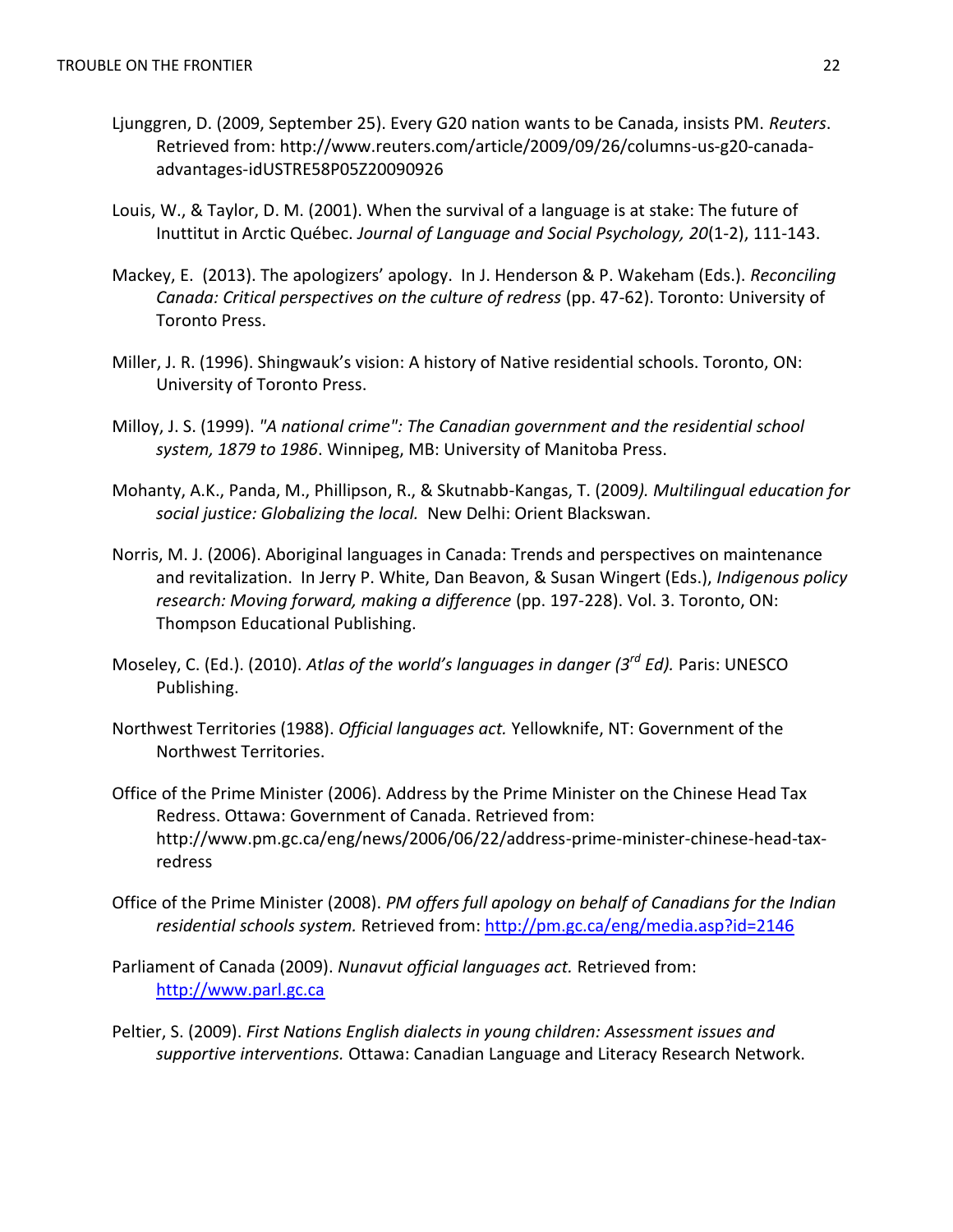Ljunggren, D. (2009, September 25). Every G20 nation wants to be Canada, insists PM. *Reuters*. Retrieved from: http://www.reuters.com/article/2009/09/26/columns-us-g20-canada-advantages-idUSTRE58P05Z20090926

Louis, W., & Taylor, D. M. (2001). When the survival of a language is at stake: The future of Inuttitut in Arctic Québec. *Journal of Language and Social Psychology, 20*(1-2), 111-143.

Mackey, E. (2013). The apologizers' apology. In J. Henderson & P. Wakeham (Eds.). *Reconciling Canada: Critical perspectives on the culture of redress* (pp. 47-62). Toronto: University of Toronto Press.

Miller, J. R. (1996). Shingwauk's vision: A history of Native residential schools. Toronto, ON: University of Toronto Press.

Milloy, J. S. (1999). *"A national crime": The Canadian government and the residential school system, 1879 to 1986*. Winnipeg, MB: University of Manitoba Press.

Mohanty, A.K., Panda, M., Phillipson, R., & Skutnabb-Kangas, T. (2009*). Multilingual education for social justice: Globalizing the local.* New Delhi: Orient Blackswan.

Norris, M. J. (2006). Aboriginal languages in Canada: Trends and perspectives on maintenance and revitalization. In Jerry P. White, Dan Beavon, & Susan Wingert (Eds.), *Indigenous policy research: Moving forward, making a difference* (pp. 197-228). Vol. 3. Toronto, ON: Thompson Educational Publishing.

Moseley, C. (Ed.). (2010). *Atlas of the world's languages in danger (3rd Ed).* Paris: UNESCO Publishing.

Northwest Territories (1988). *Official languages act.* Yellowknife, NT: Government of the Northwest Territories.

Office of the Prime Minister (2006). Address by the Prime Minister on the Chinese Head Tax Redress. Ottawa: Government of Canada. Retrieved from: http://www.pm.gc.ca/eng/news/2006/06/22/address-prime-minister-chinese-head-tax-redress

Office of the Prime Minister (2008). *PM offers full apology on behalf of Canadians for the Indian residential schools system.* Retrieved from: http://pm.gc.ca/eng/media.asp?id=2146

Parliament of Canada (2009). *Nunavut official languages act.* Retrieved from: http://www.parl.gc.ca

Peltier, S. (2009). *First Nations English dialects in young children: Assessment issues and supportive interventions.* Ottawa: Canadian Language and Literacy Research Network.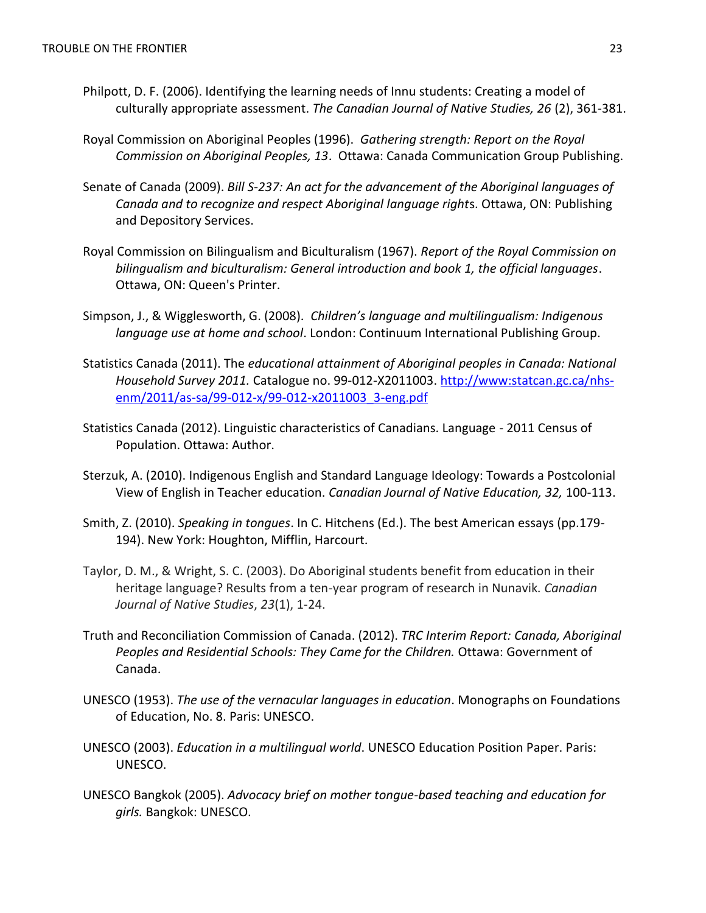Philpott, D. F. (2006). Identifying the learning needs of Innu students: Creating a model of culturally appropriate assessment. *The Canadian Journal of Native Studies, 26* (2), 361-381.

Royal Commission on Aboriginal Peoples (1996). *Gathering strength: Report on the Royal Commission on Aboriginal Peoples, 13*. Ottawa: Canada Communication Group Publishing.

Senate of Canada (2009). *Bill S-237: An act for the advancement of the Aboriginal languages of Canada and to recognize and respect Aboriginal language right*s. Ottawa, ON: Publishing and Depository Services.

Royal Commission on Bilingualism and Biculturalism (1967). *Report of the Royal Commission on bilingualism and biculturalism: General introduction and book 1, the official languages*. Ottawa, ON: Queen's Printer.

Simpson, J., & Wigglesworth, G. (2008). *Children's language and multilingualism: Indigenous language use at home and school*. London: Continuum International Publishing Group.

Statistics Canada (2011). The *educational attainment of Aboriginal peoples in Canada: National Household Survey 2011.* Catalogue no. 99-012-X2011003. http://www:statcan.gc.ca/nhs-enm/2011/as-sa/99-012-x/99-012-x2011003_3-eng.pdf

Statistics Canada (2012). Linguistic characteristics of Canadians. Language - 2011 Census of Population. Ottawa: Author.

Sterzuk, A. (2010). Indigenous English and Standard Language Ideology: Towards a Postcolonial View of English in Teacher education. *Canadian Journal of Native Education, 32,* 100-113.

Smith, Z. (2010). *Speaking in tongues*. In C. Hitchens (Ed.). The best American essays (pp.179-194). New York: Houghton, Mifflin, Harcourt.

Taylor, D. M., & Wright, S. C. (2003). Do Aboriginal students benefit from education in their heritage language? Results from a ten-year program of research in Nunavik. *Canadian Journal of Native Studies*, *23*(1), 1-24.

Truth and Reconciliation Commission of Canada. (2012). *TRC Interim Report: Canada, Aboriginal Peoples and Residential Schools: They Came for the Children.* Ottawa: Government of Canada.

UNESCO (1953). *The use of the vernacular languages in education*. Monographs on Foundations of Education, No. 8. Paris: UNESCO.

UNESCO (2003). *Education in a multilingual world*. UNESCO Education Position Paper. Paris: UNESCO.

UNESCO Bangkok (2005). *Advocacy brief on mother tongue-based teaching and education for girls.* Bangkok: UNESCO.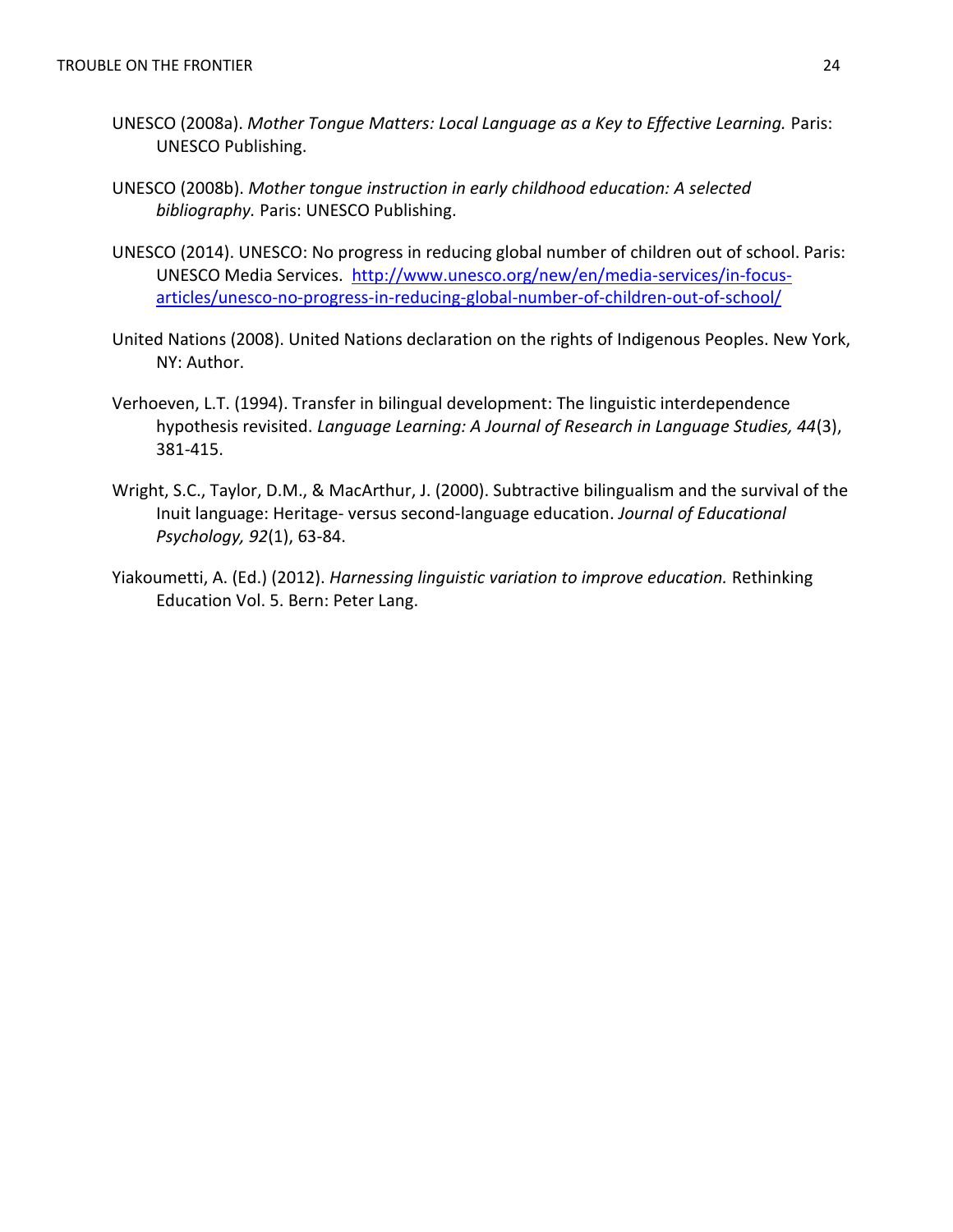UNESCO (2008a). *Mother Tongue Matters: Local Language as a Key to Effective Learning.* Paris: UNESCO Publishing.

UNESCO (2008b). *Mother tongue instruction in early childhood education: A selected bibliography.* Paris: UNESCO Publishing.

UNESCO (2014). UNESCO: No progress in reducing global number of children out of school. Paris: UNESCO Media Services. http://www.unesco.org/new/en/media-services/in-focus-articles/unesco-no-progress-in-reducing-global-number-of-children-out-of-school/

United Nations (2008). United Nations declaration on the rights of Indigenous Peoples. New York, NY: Author.

Verhoeven, L.T. (1994). Transfer in bilingual development: The linguistic interdependence hypothesis revisited. *Language Learning: A Journal of Research in Language Studies, 44*(3), 381-415.

Wright, S.C., Taylor, D.M., & MacArthur, J. (2000). Subtractive bilingualism and the survival of the Inuit language: Heritage- versus second-language education. *Journal of Educational Psychology, 92*(1), 63-84.

Yiakoumetti, A. (Ed.) (2012). *Harnessing linguistic variation to improve education.* Rethinking Education Vol. 5. Bern: Peter Lang.